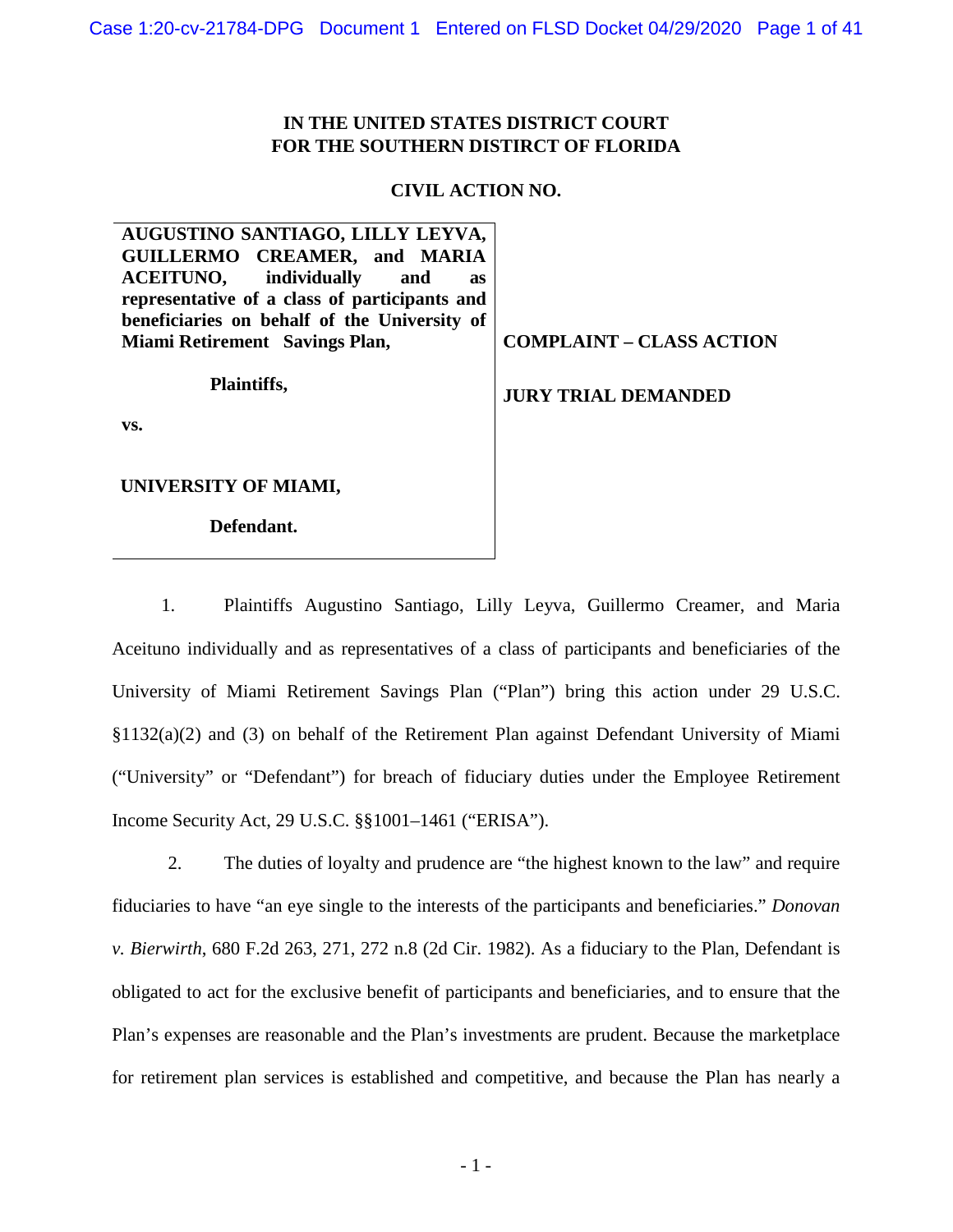**IN THE UNITED STATES DISTRICT COURT**
**FOR THE SOUTHERN DISTIRCT OF FLORIDA**

**CIVIL ACTION NO.**

| | |
|---|---|
| **AUGUSTINO SANTIAGO, LILLY LEYVA, GUILLERMO CREAMER, and MARIA ACEITUNO, individually and as representative of a class of participants and beneficiaries on behalf of the University of Miami Retirement Savings Plan,** | **COMPLAINT – CLASS ACTION** |
| **Plaintiffs,** | **JURY TRIAL DEMANDED** |
| **vs.** | |
| **UNIVERSITY OF MIAMI,** | |
| **Defendant.** | |

1. Plaintiffs Augustino Santiago, Lilly Leyva, Guillermo Creamer, and Maria Aceituno individually and as representatives of a class of participants and beneficiaries of the University of Miami Retirement Savings Plan ("Plan") bring this action under 29 U.S.C. §1132(a)(2) and (3) on behalf of the Retirement Plan against Defendant University of Miami ("University" or "Defendant") for breach of fiduciary duties under the Employee Retirement Income Security Act, 29 U.S.C. §§1001–1461 ("ERISA").

2. The duties of loyalty and prudence are "the highest known to the law" and require fiduciaries to have "an eye single to the interests of the participants and beneficiaries." *Donovan v. Bierwirth*, 680 F.2d 263, 271, 272 n.8 (2d Cir. 1982). As a fiduciary to the Plan, Defendant is obligated to act for the exclusive benefit of participants and beneficiaries, and to ensure that the Plan's expenses are reasonable and the Plan's investments are prudent. Because the marketplace for retirement plan services is established and competitive, and because the Plan has nearly a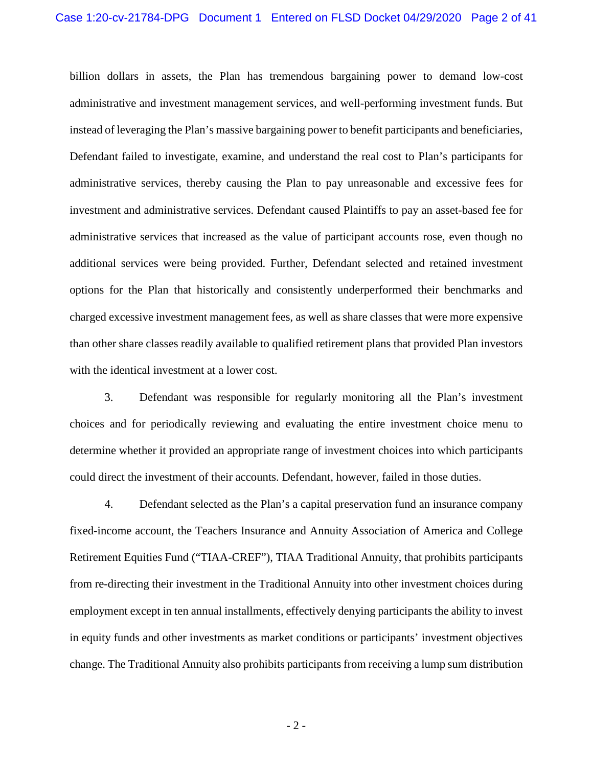billion dollars in assets, the Plan has tremendous bargaining power to demand low-cost administrative and investment management services, and well-performing investment funds. But instead of leveraging the Plan's massive bargaining power to benefit participants and beneficiaries, Defendant failed to investigate, examine, and understand the real cost to Plan's participants for administrative services, thereby causing the Plan to pay unreasonable and excessive fees for investment and administrative services. Defendant caused Plaintiffs to pay an asset-based fee for administrative services that increased as the value of participant accounts rose, even though no additional services were being provided. Further, Defendant selected and retained investment options for the Plan that historically and consistently underperformed their benchmarks and charged excessive investment management fees, as well as share classes that were more expensive than other share classes readily available to qualified retirement plans that provided Plan investors with the identical investment at a lower cost.

3. Defendant was responsible for regularly monitoring all the Plan's investment choices and for periodically reviewing and evaluating the entire investment choice menu to determine whether it provided an appropriate range of investment choices into which participants could direct the investment of their accounts. Defendant, however, failed in those duties.

4. Defendant selected as the Plan's a capital preservation fund an insurance company fixed-income account, the Teachers Insurance and Annuity Association of America and College Retirement Equities Fund ("TIAA-CREF"), TIAA Traditional Annuity, that prohibits participants from re-directing their investment in the Traditional Annuity into other investment choices during employment except in ten annual installments, effectively denying participants the ability to invest in equity funds and other investments as market conditions or participants' investment objectives change. The Traditional Annuity also prohibits participants from receiving a lump sum distribution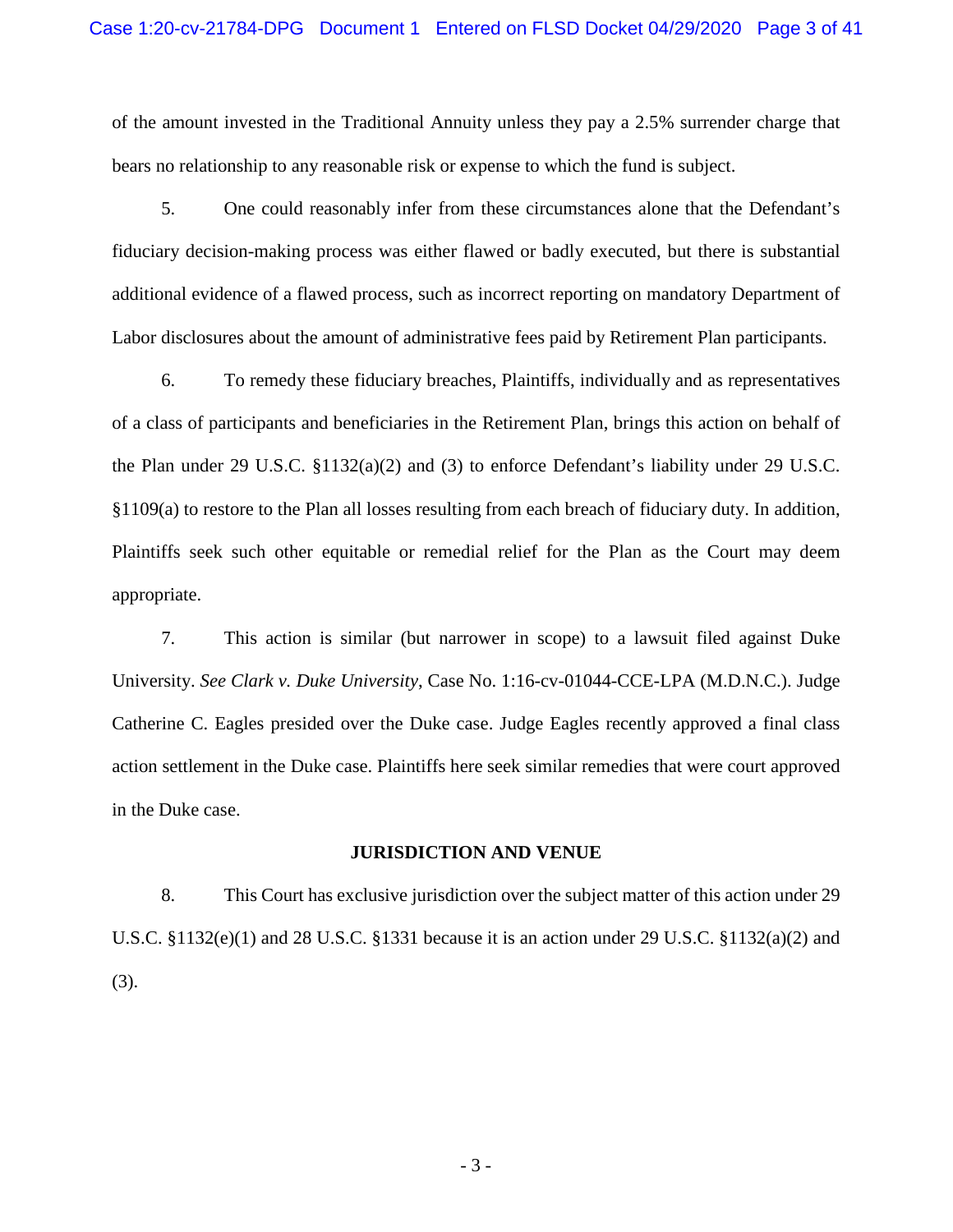of the amount invested in the Traditional Annuity unless they pay a 2.5% surrender charge that bears no relationship to any reasonable risk or expense to which the fund is subject.

5. One could reasonably infer from these circumstances alone that the Defendant's fiduciary decision-making process was either flawed or badly executed, but there is substantial additional evidence of a flawed process, such as incorrect reporting on mandatory Department of Labor disclosures about the amount of administrative fees paid by Retirement Plan participants.

6. To remedy these fiduciary breaches, Plaintiffs, individually and as representatives of a class of participants and beneficiaries in the Retirement Plan, brings this action on behalf of the Plan under 29 U.S.C. §1132(a)(2) and (3) to enforce Defendant's liability under 29 U.S.C. §1109(a) to restore to the Plan all losses resulting from each breach of fiduciary duty. In addition, Plaintiffs seek such other equitable or remedial relief for the Plan as the Court may deem appropriate.

7. This action is similar (but narrower in scope) to a lawsuit filed against Duke University. *See Clark v. Duke University*, Case No. 1:16-cv-01044-CCE-LPA (M.D.N.C.). Judge Catherine C. Eagles presided over the Duke case. Judge Eagles recently approved a final class action settlement in the Duke case. Plaintiffs here seek similar remedies that were court approved in the Duke case.

## JURISDICTION AND VENUE

8. This Court has exclusive jurisdiction over the subject matter of this action under 29 U.S.C. §1132(e)(1) and 28 U.S.C. §1331 because it is an action under 29 U.S.C. §1132(a)(2) and (3).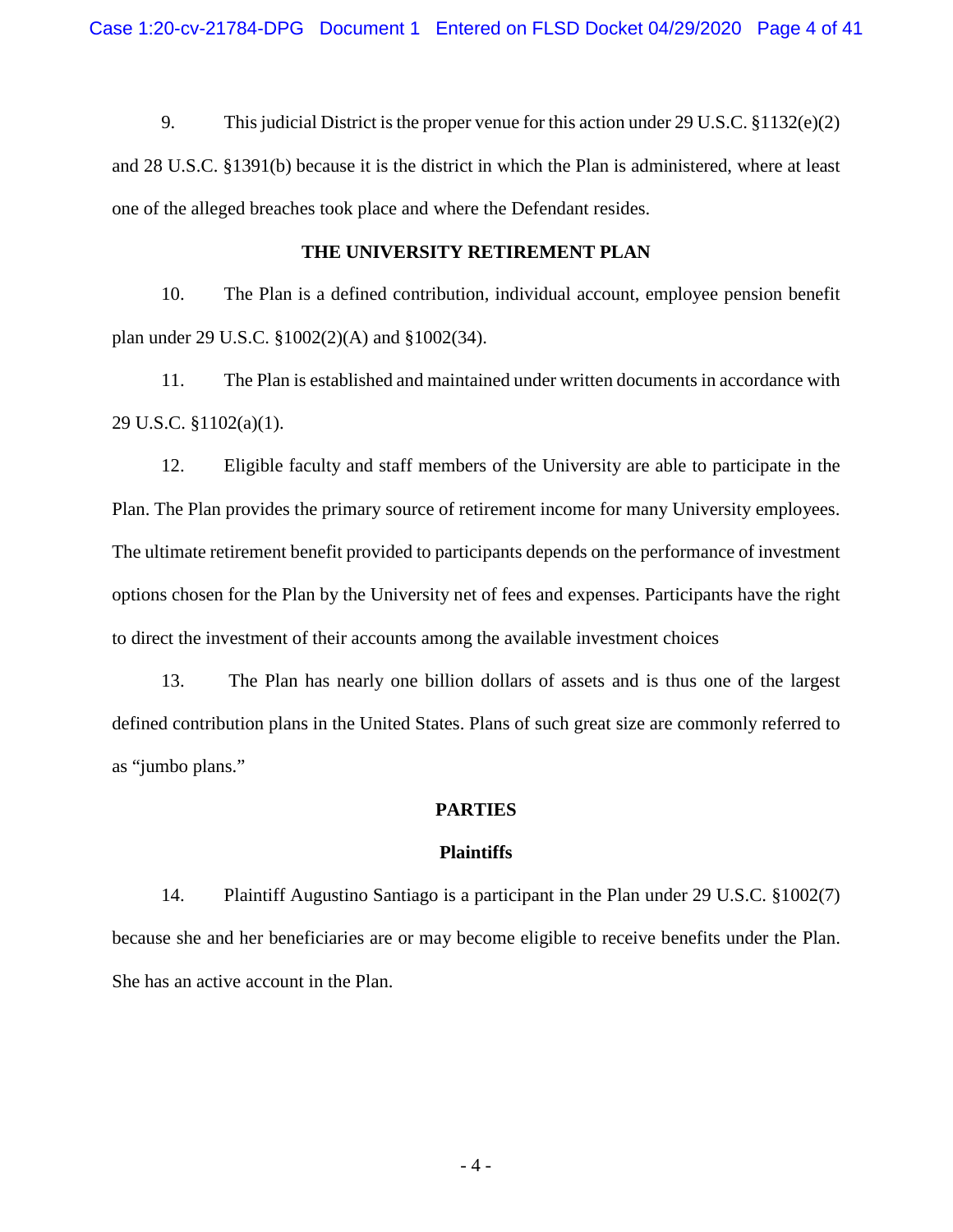9. This judicial District is the proper venue for this action under 29 U.S.C. §1132(e)(2) and 28 U.S.C. §1391(b) because it is the district in which the Plan is administered, where at least one of the alleged breaches took place and where the Defendant resides.

## THE UNIVERSITY RETIREMENT PLAN

10. The Plan is a defined contribution, individual account, employee pension benefit plan under 29 U.S.C. §1002(2)(A) and §1002(34).

11. The Plan is established and maintained under written documents in accordance with 29 U.S.C. §1102(a)(1).

12. Eligible faculty and staff members of the University are able to participate in the Plan. The Plan provides the primary source of retirement income for many University employees. The ultimate retirement benefit provided to participants depends on the performance of investment options chosen for the Plan by the University net of fees and expenses. Participants have the right to direct the investment of their accounts among the available investment choices

13. The Plan has nearly one billion dollars of assets and is thus one of the largest defined contribution plans in the United States. Plans of such great size are commonly referred to as "jumbo plans."

## PARTIES

### Plaintiffs

14. Plaintiff Augustino Santiago is a participant in the Plan under 29 U.S.C. §1002(7) because she and her beneficiaries are or may become eligible to receive benefits under the Plan. She has an active account in the Plan.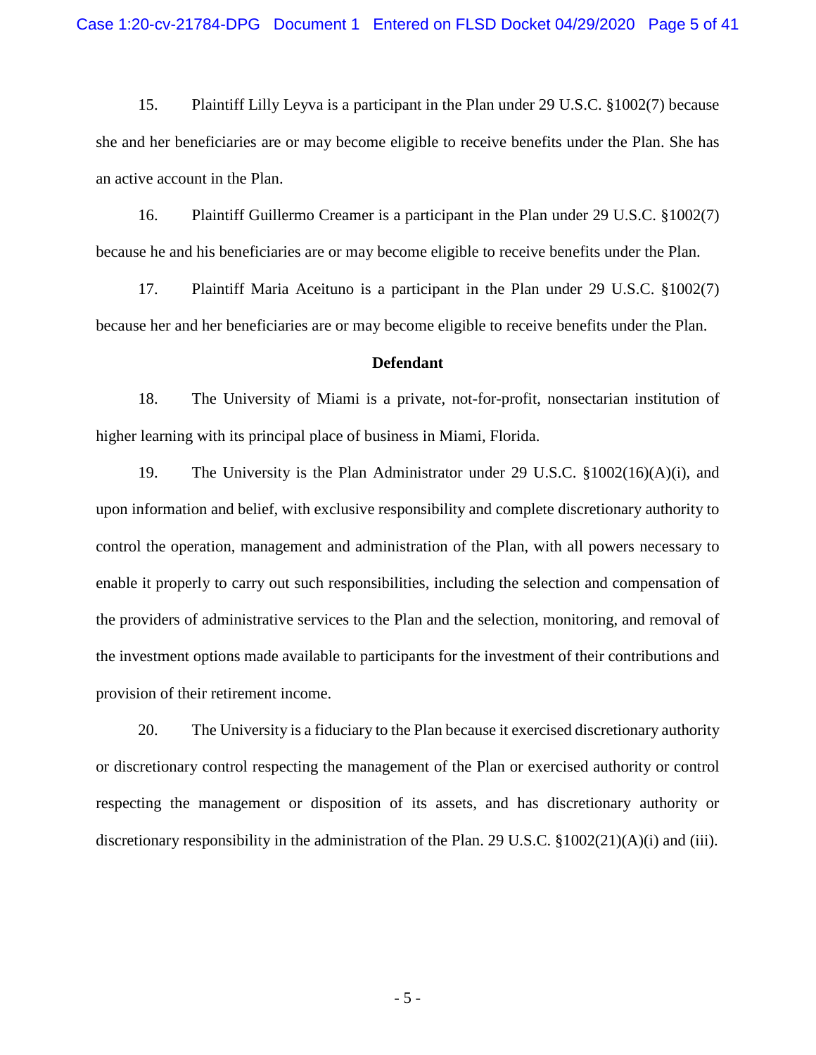15. Plaintiff Lilly Leyva is a participant in the Plan under 29 U.S.C. §1002(7) because she and her beneficiaries are or may become eligible to receive benefits under the Plan. She has an active account in the Plan.

16. Plaintiff Guillermo Creamer is a participant in the Plan under 29 U.S.C. §1002(7) because he and his beneficiaries are or may become eligible to receive benefits under the Plan.

17. Plaintiff Maria Aceituno is a participant in the Plan under 29 U.S.C. §1002(7) because her and her beneficiaries are or may become eligible to receive benefits under the Plan.

**Defendant**

18. The University of Miami is a private, not-for-profit, nonsectarian institution of higher learning with its principal place of business in Miami, Florida.

19. The University is the Plan Administrator under 29 U.S.C. §1002(16)(A)(i), and upon information and belief, with exclusive responsibility and complete discretionary authority to control the operation, management and administration of the Plan, with all powers necessary to enable it properly to carry out such responsibilities, including the selection and compensation of the providers of administrative services to the Plan and the selection, monitoring, and removal of the investment options made available to participants for the investment of their contributions and provision of their retirement income.

20. The University is a fiduciary to the Plan because it exercised discretionary authority or discretionary control respecting the management of the Plan or exercised authority or control respecting the management or disposition of its assets, and has discretionary authority or discretionary responsibility in the administration of the Plan. 29 U.S.C. §1002(21)(A)(i) and (iii).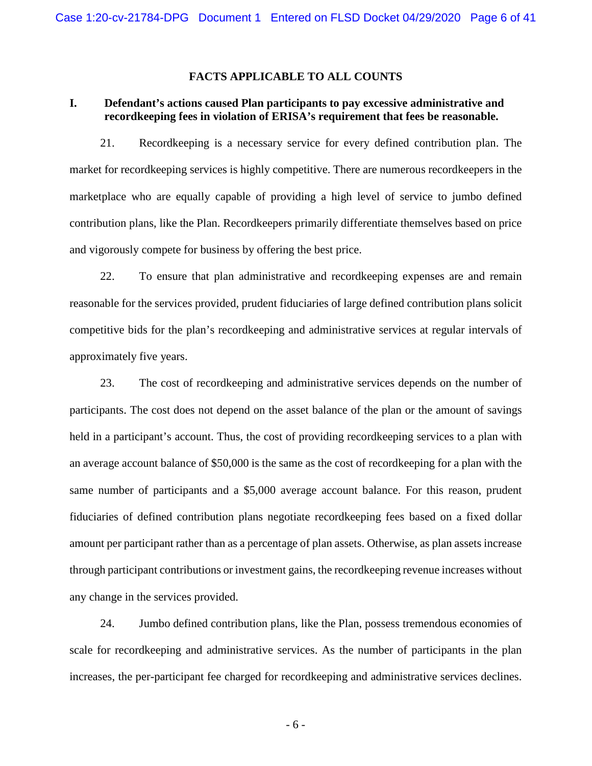## FACTS APPLICABLE TO ALL COUNTS

### I. Defendant's actions caused Plan participants to pay excessive administrative and recordkeeping fees in violation of ERISA's requirement that fees be reasonable.

21. Recordkeeping is a necessary service for every defined contribution plan. The market for recordkeeping services is highly competitive. There are numerous recordkeepers in the marketplace who are equally capable of providing a high level of service to jumbo defined contribution plans, like the Plan. Recordkeepers primarily differentiate themselves based on price and vigorously compete for business by offering the best price.

22. To ensure that plan administrative and recordkeeping expenses are and remain reasonable for the services provided, prudent fiduciaries of large defined contribution plans solicit competitive bids for the plan's recordkeeping and administrative services at regular intervals of approximately five years.

23. The cost of recordkeeping and administrative services depends on the number of participants. The cost does not depend on the asset balance of the plan or the amount of savings held in a participant's account. Thus, the cost of providing recordkeeping services to a plan with an average account balance of $50,000 is the same as the cost of recordkeeping for a plan with the same number of participants and a $5,000 average account balance. For this reason, prudent fiduciaries of defined contribution plans negotiate recordkeeping fees based on a fixed dollar amount per participant rather than as a percentage of plan assets. Otherwise, as plan assets increase through participant contributions or investment gains, the recordkeeping revenue increases without any change in the services provided.

24. Jumbo defined contribution plans, like the Plan, possess tremendous economies of scale for recordkeeping and administrative services. As the number of participants in the plan increases, the per-participant fee charged for recordkeeping and administrative services declines.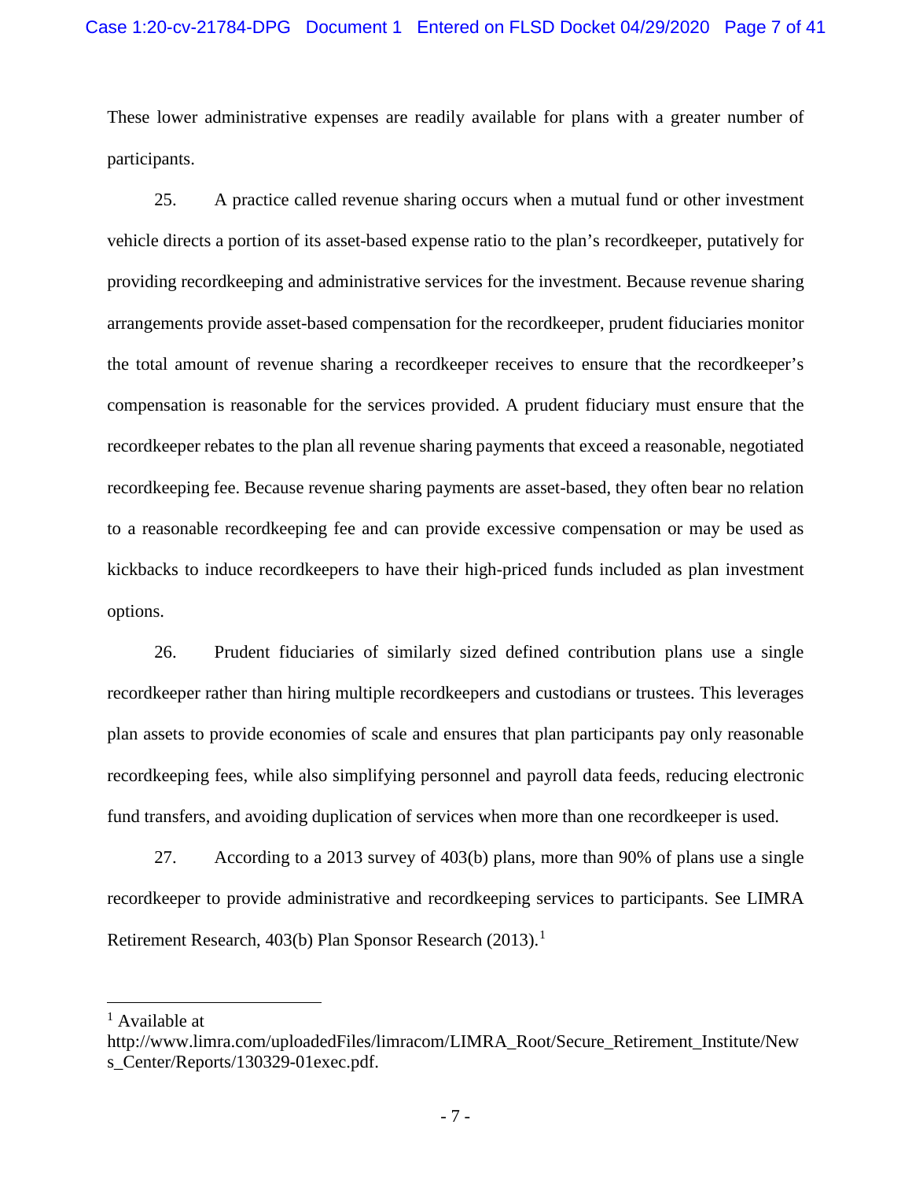These lower administrative expenses are readily available for plans with a greater number of participants.

25. A practice called revenue sharing occurs when a mutual fund or other investment vehicle directs a portion of its asset-based expense ratio to the plan's recordkeeper, putatively for providing recordkeeping and administrative services for the investment. Because revenue sharing arrangements provide asset-based compensation for the recordkeeper, prudent fiduciaries monitor the total amount of revenue sharing a recordkeeper receives to ensure that the recordkeeper's compensation is reasonable for the services provided. A prudent fiduciary must ensure that the recordkeeper rebates to the plan all revenue sharing payments that exceed a reasonable, negotiated recordkeeping fee. Because revenue sharing payments are asset-based, they often bear no relation to a reasonable recordkeeping fee and can provide excessive compensation or may be used as kickbacks to induce recordkeepers to have their high-priced funds included as plan investment options.

26. Prudent fiduciaries of similarly sized defined contribution plans use a single recordkeeper rather than hiring multiple recordkeepers and custodians or trustees. This leverages plan assets to provide economies of scale and ensures that plan participants pay only reasonable recordkeeping fees, while also simplifying personnel and payroll data feeds, reducing electronic fund transfers, and avoiding duplication of services when more than one recordkeeper is used.

27. According to a 2013 survey of 403(b) plans, more than 90% of plans use a single recordkeeper to provide administrative and recordkeeping services to participants. See LIMRA Retirement Research, 403(b) Plan Sponsor Research (2013).[1]

[1] Available at http://www.limra.com/uploadedFiles/limracom/LIMRA_Root/Secure_Retirement_Institute/News_Center/Reports/130329-01exec.pdf.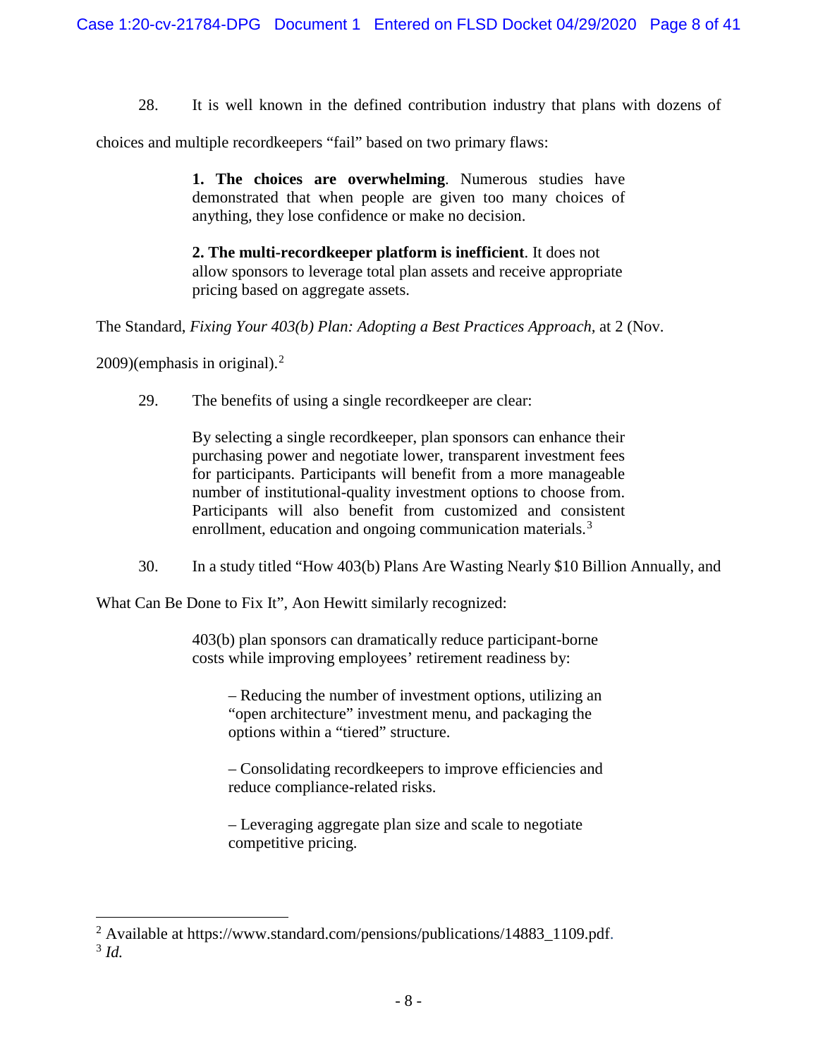28. It is well known in the defined contribution industry that plans with dozens of choices and multiple recordkeepers "fail" based on two primary flaws:

> **1. The choices are overwhelming**. Numerous studies have demonstrated that when people are given too many choices of anything, they lose confidence or make no decision.
>
> **2. The multi-recordkeeper platform is inefficient**. It does not allow sponsors to leverage total plan assets and receive appropriate pricing based on aggregate assets.

The Standard, *Fixing Your 403(b) Plan: Adopting a Best Practices Approach*, at 2 (Nov. 2009)(emphasis in original).[2]

29. The benefits of using a single recordkeeper are clear:

> By selecting a single recordkeeper, plan sponsors can enhance their purchasing power and negotiate lower, transparent investment fees for participants. Participants will benefit from a more manageable number of institutional-quality investment options to choose from. Participants will also benefit from customized and consistent enrollment, education and ongoing communication materials.[3]

30. In a study titled "How 403(b) Plans Are Wasting Nearly $10 Billion Annually, and What Can Be Done to Fix It", Aon Hewitt similarly recognized:

> 403(b) plan sponsors can dramatically reduce participant-borne costs while improving employees' retirement readiness by:
>
> – Reducing the number of investment options, utilizing an "open architecture" investment menu, and packaging the options within a "tiered" structure.
>
> – Consolidating recordkeepers to improve efficiencies and reduce compliance-related risks.
>
> – Leveraging aggregate plan size and scale to negotiate competitive pricing.

---

[2] Available at https://www.standard.com/pensions/publications/14883_1109.pdf.

[3] *Id.*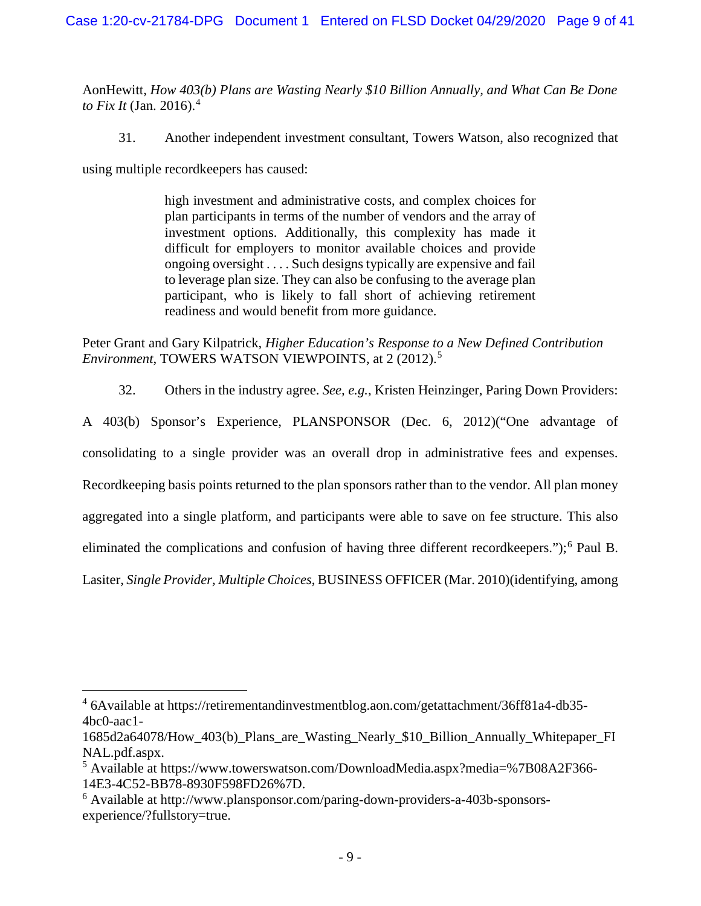AonHewitt, *How 403(b) Plans are Wasting Nearly $10 Billion Annually, and What Can Be Done to Fix It* (Jan. 2016).[4]

31. Another independent investment consultant, Towers Watson, also recognized that using multiple recordkeepers has caused:

> high investment and administrative costs, and complex choices for plan participants in terms of the number of vendors and the array of investment options. Additionally, this complexity has made it difficult for employers to monitor available choices and provide ongoing oversight . . . . Such designs typically are expensive and fail to leverage plan size. They can also be confusing to the average plan participant, who is likely to fall short of achieving retirement readiness and would benefit from more guidance.

Peter Grant and Gary Kilpatrick, *Higher Education's Response to a New Defined Contribution Environment*, TOWERS WATSON VIEWPOINTS, at 2 (2012).[5]

32. Others in the industry agree. *See, e.g.*, Kristen Heinzinger, Paring Down Providers: A 403(b) Sponsor's Experience, PLANSPONSOR (Dec. 6, 2012)("One advantage of consolidating to a single provider was an overall drop in administrative fees and expenses. Recordkeeping basis points returned to the plan sponsors rather than to the vendor. All plan money aggregated into a single platform, and participants were able to save on fee structure. This also eliminated the complications and confusion of having three different recordkeepers.");[6] Paul B. Lasiter, *Single Provider, Multiple Choices*, BUSINESS OFFICER (Mar. 2010)(identifying, among

---

[4] 6Available at https://retirementandinvestmentblog.aon.com/getattachment/36ff81a4-db35-4bc0-aac1-1685d2a64078/How_403(b)_Plans_are_Wasting_Nearly_$10_Billion_Annually_Whitepaper_FINAL.pdf.aspx.

[5] Available at https://www.towerswatson.com/DownloadMedia.aspx?media=%7B08A2F366-14E3-4C52-BB78-8930F598FD26%7D.

[6] Available at http://www.plansponsor.com/paring-down-providers-a-403b-sponsors-experience/?fullstory=true.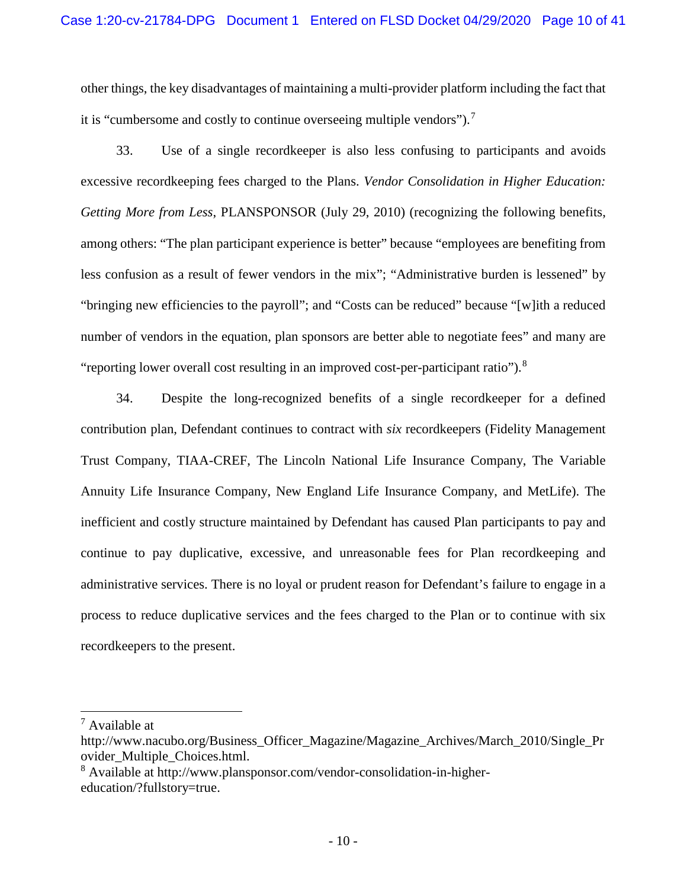other things, the key disadvantages of maintaining a multi-provider platform including the fact that it is "cumbersome and costly to continue overseeing multiple vendors").[7]

33. Use of a single recordkeeper is also less confusing to participants and avoids excessive recordkeeping fees charged to the Plans. *Vendor Consolidation in Higher Education: Getting More from Less*, PLANSPONSOR (July 29, 2010) (recognizing the following benefits, among others: "The plan participant experience is better" because "employees are benefiting from less confusion as a result of fewer vendors in the mix"; "Administrative burden is lessened" by "bringing new efficiencies to the payroll"; and "Costs can be reduced" because "[w]ith a reduced number of vendors in the equation, plan sponsors are better able to negotiate fees" and many are "reporting lower overall cost resulting in an improved cost-per-participant ratio").[8]

34. Despite the long-recognized benefits of a single recordkeeper for a defined contribution plan, Defendant continues to contract with *six* recordkeepers (Fidelity Management Trust Company, TIAA-CREF, The Lincoln National Life Insurance Company, The Variable Annuity Life Insurance Company, New England Life Insurance Company, and MetLife). The inefficient and costly structure maintained by Defendant has caused Plan participants to pay and continue to pay duplicative, excessive, and unreasonable fees for Plan recordkeeping and administrative services. There is no loyal or prudent reason for Defendant's failure to engage in a process to reduce duplicative services and the fees charged to the Plan or to continue with six recordkeepers to the present.

---

[7] Available at http://www.nacubo.org/Business_Officer_Magazine/Magazine_Archives/March_2010/Single_Provider_Multiple_Choices.html.

[8] Available at http://www.plansponsor.com/vendor-consolidation-in-higher-education/?fullstory=true.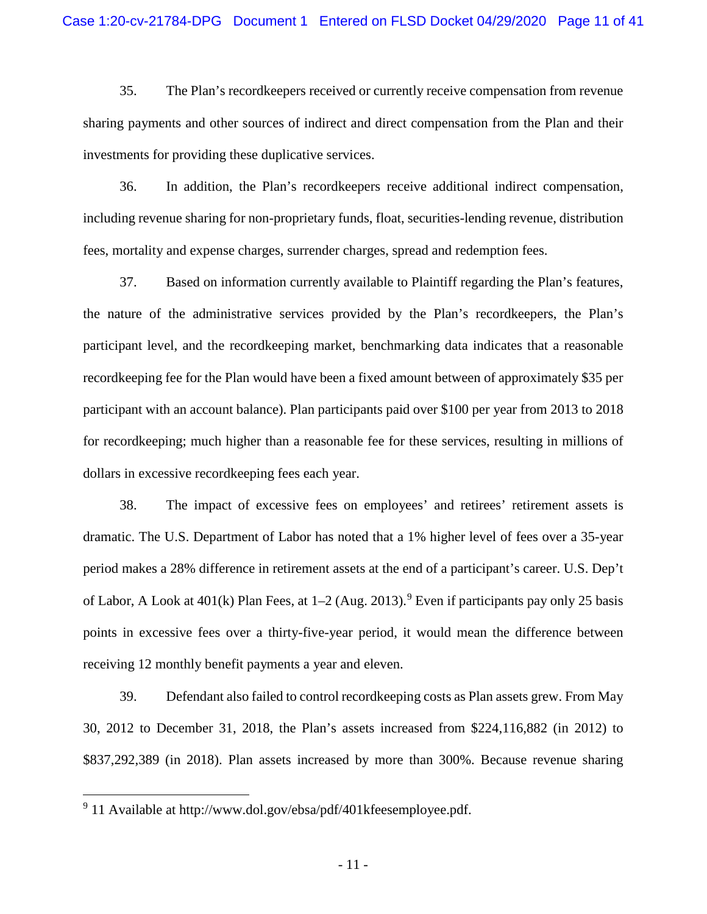35. The Plan's recordkeepers received or currently receive compensation from revenue sharing payments and other sources of indirect and direct compensation from the Plan and their investments for providing these duplicative services.

36. In addition, the Plan's recordkeepers receive additional indirect compensation, including revenue sharing for non-proprietary funds, float, securities-lending revenue, distribution fees, mortality and expense charges, surrender charges, spread and redemption fees.

37. Based on information currently available to Plaintiff regarding the Plan's features, the nature of the administrative services provided by the Plan's recordkeepers, the Plan's participant level, and the recordkeeping market, benchmarking data indicates that a reasonable recordkeeping fee for the Plan would have been a fixed amount between of approximately $35 per participant with an account balance). Plan participants paid over $100 per year from 2013 to 2018 for recordkeeping; much higher than a reasonable fee for these services, resulting in millions of dollars in excessive recordkeeping fees each year.

38. The impact of excessive fees on employees' and retirees' retirement assets is dramatic. The U.S. Department of Labor has noted that a 1% higher level of fees over a 35-year period makes a 28% difference in retirement assets at the end of a participant's career. U.S. Dep't of Labor, A Look at 401(k) Plan Fees, at 1–2 (Aug. 2013).[9] Even if participants pay only 25 basis points in excessive fees over a thirty-five-year period, it would mean the difference between receiving 12 monthly benefit payments a year and eleven.

39. Defendant also failed to control recordkeeping costs as Plan assets grew. From May 30, 2012 to December 31, 2018, the Plan's assets increased from $224,116,882 (in 2012) to $837,292,389 (in 2018). Plan assets increased by more than 300%. Because revenue sharing

[9] 11 Available at http://www.dol.gov/ebsa/pdf/401kfeesemployee.pdf.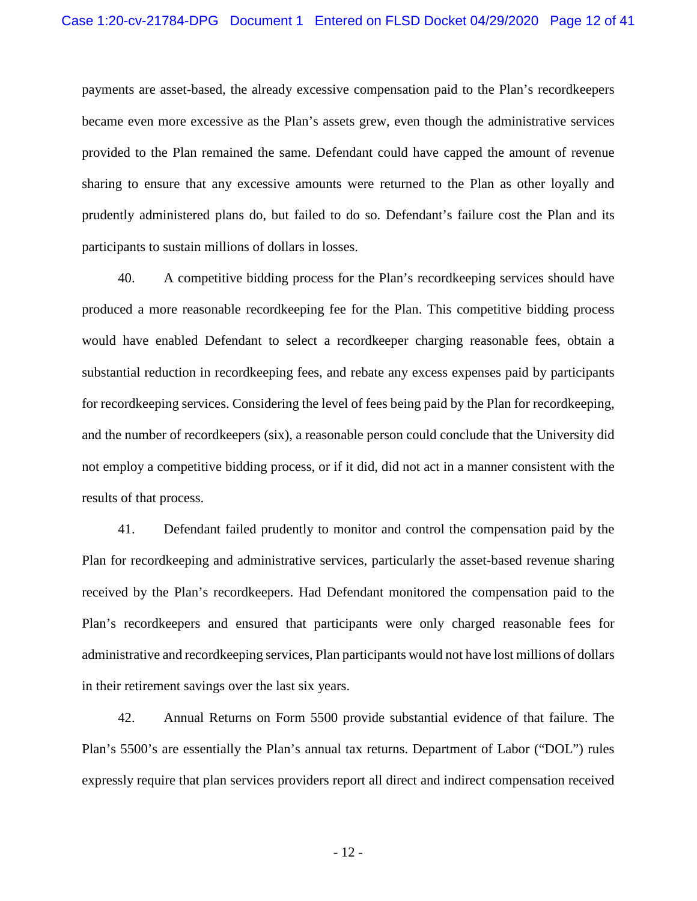payments are asset-based, the already excessive compensation paid to the Plan's recordkeepers became even more excessive as the Plan's assets grew, even though the administrative services provided to the Plan remained the same. Defendant could have capped the amount of revenue sharing to ensure that any excessive amounts were returned to the Plan as other loyally and prudently administered plans do, but failed to do so. Defendant's failure cost the Plan and its participants to sustain millions of dollars in losses.

40. A competitive bidding process for the Plan's recordkeeping services should have produced a more reasonable recordkeeping fee for the Plan. This competitive bidding process would have enabled Defendant to select a recordkeeper charging reasonable fees, obtain a substantial reduction in recordkeeping fees, and rebate any excess expenses paid by participants for recordkeeping services. Considering the level of fees being paid by the Plan for recordkeeping, and the number of recordkeepers (six), a reasonable person could conclude that the University did not employ a competitive bidding process, or if it did, did not act in a manner consistent with the results of that process.

41. Defendant failed prudently to monitor and control the compensation paid by the Plan for recordkeeping and administrative services, particularly the asset-based revenue sharing received by the Plan's recordkeepers. Had Defendant monitored the compensation paid to the Plan's recordkeepers and ensured that participants were only charged reasonable fees for administrative and recordkeeping services, Plan participants would not have lost millions of dollars in their retirement savings over the last six years.

42. Annual Returns on Form 5500 provide substantial evidence of that failure. The Plan's 5500's are essentially the Plan's annual tax returns. Department of Labor ("DOL") rules expressly require that plan services providers report all direct and indirect compensation received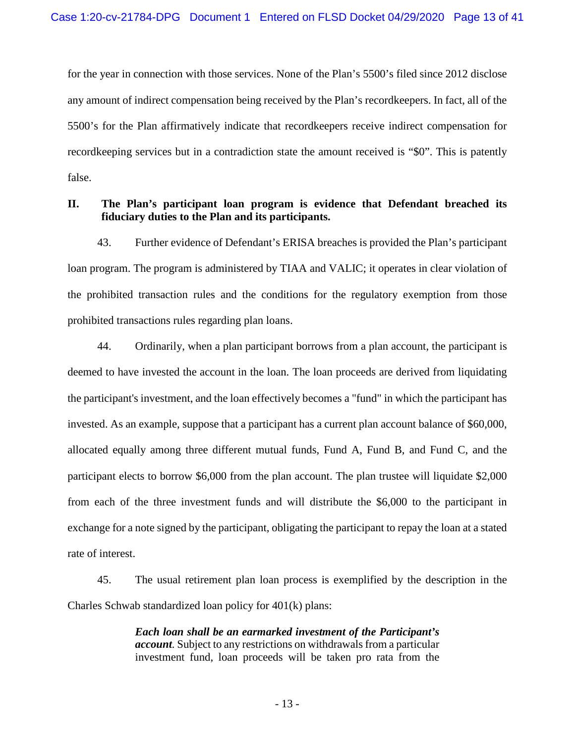for the year in connection with those services. None of the Plan's 5500's filed since 2012 disclose any amount of indirect compensation being received by the Plan's recordkeepers. In fact, all of the 5500's for the Plan affirmatively indicate that recordkeepers receive indirect compensation for recordkeeping services but in a contradiction state the amount received is "$0". This is patently false.

## II. The Plan's participant loan program is evidence that Defendant breached its fiduciary duties to the Plan and its participants.

43. Further evidence of Defendant's ERISA breaches is provided the Plan's participant loan program. The program is administered by TIAA and VALIC; it operates in clear violation of the prohibited transaction rules and the conditions for the regulatory exemption from those prohibited transactions rules regarding plan loans.

44. Ordinarily, when a plan participant borrows from a plan account, the participant is deemed to have invested the account in the loan. The loan proceeds are derived from liquidating the participant's investment, and the loan effectively becomes a "fund" in which the participant has invested. As an example, suppose that a participant has a current plan account balance of $60,000, allocated equally among three different mutual funds, Fund A, Fund B, and Fund C, and the participant elects to borrow $6,000 from the plan account. The plan trustee will liquidate $2,000 from each of the three investment funds and will distribute the $6,000 to the participant in exchange for a note signed by the participant, obligating the participant to repay the loan at a stated rate of interest.

45. The usual retirement plan loan process is exemplified by the description in the Charles Schwab standardized loan policy for 401(k) plans:

> ***Each loan shall be an earmarked investment of the Participant's account***. Subject to any restrictions on withdrawals from a particular investment fund, loan proceeds will be taken pro rata from the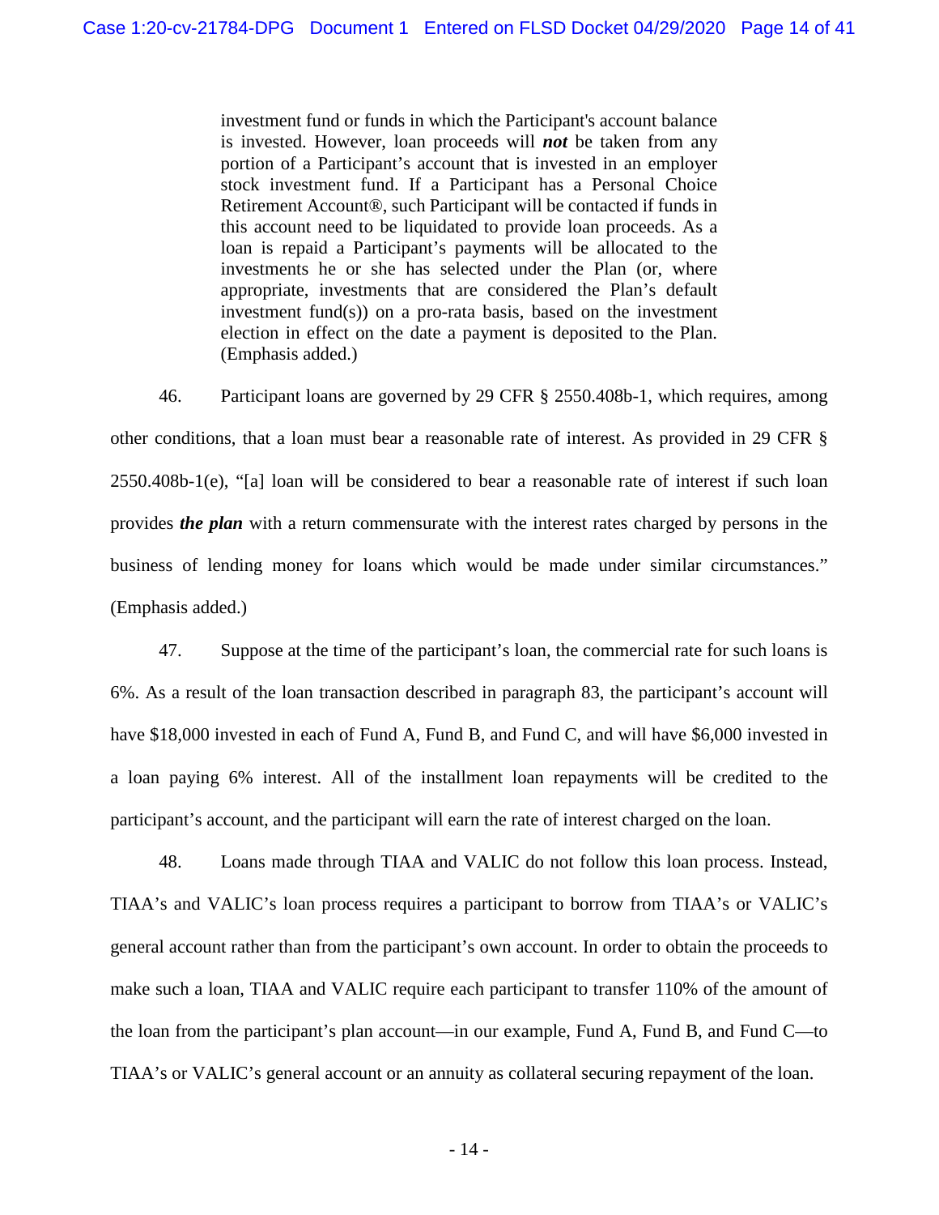> investment fund or funds in which the Participant's account balance is invested. However, loan proceeds will ***not*** be taken from any portion of a Participant's account that is invested in an employer stock investment fund. If a Participant has a Personal Choice Retirement Account®, such Participant will be contacted if funds in this account need to be liquidated to provide loan proceeds. As a loan is repaid a Participant's payments will be allocated to the investments he or she has selected under the Plan (or, where appropriate, investments that are considered the Plan's default investment fund(s)) on a pro-rata basis, based on the investment election in effect on the date a payment is deposited to the Plan. (Emphasis added.)

46. Participant loans are governed by 29 CFR § 2550.408b-1, which requires, among other conditions, that a loan must bear a reasonable rate of interest. As provided in 29 CFR § 2550.408b-1(e), "[a] loan will be considered to bear a reasonable rate of interest if such loan provides ***the plan*** with a return commensurate with the interest rates charged by persons in the business of lending money for loans which would be made under similar circumstances." (Emphasis added.)

47. Suppose at the time of the participant's loan, the commercial rate for such loans is 6%. As a result of the loan transaction described in paragraph 83, the participant's account will have $18,000 invested in each of Fund A, Fund B, and Fund C, and will have $6,000 invested in a loan paying 6% interest. All of the installment loan repayments will be credited to the participant's account, and the participant will earn the rate of interest charged on the loan.

48. Loans made through TIAA and VALIC do not follow this loan process. Instead, TIAA's and VALIC's loan process requires a participant to borrow from TIAA's or VALIC's general account rather than from the participant's own account. In order to obtain the proceeds to make such a loan, TIAA and VALIC require each participant to transfer 110% of the amount of the loan from the participant's plan account—in our example, Fund A, Fund B, and Fund C—to TIAA's or VALIC's general account or an annuity as collateral securing repayment of the loan.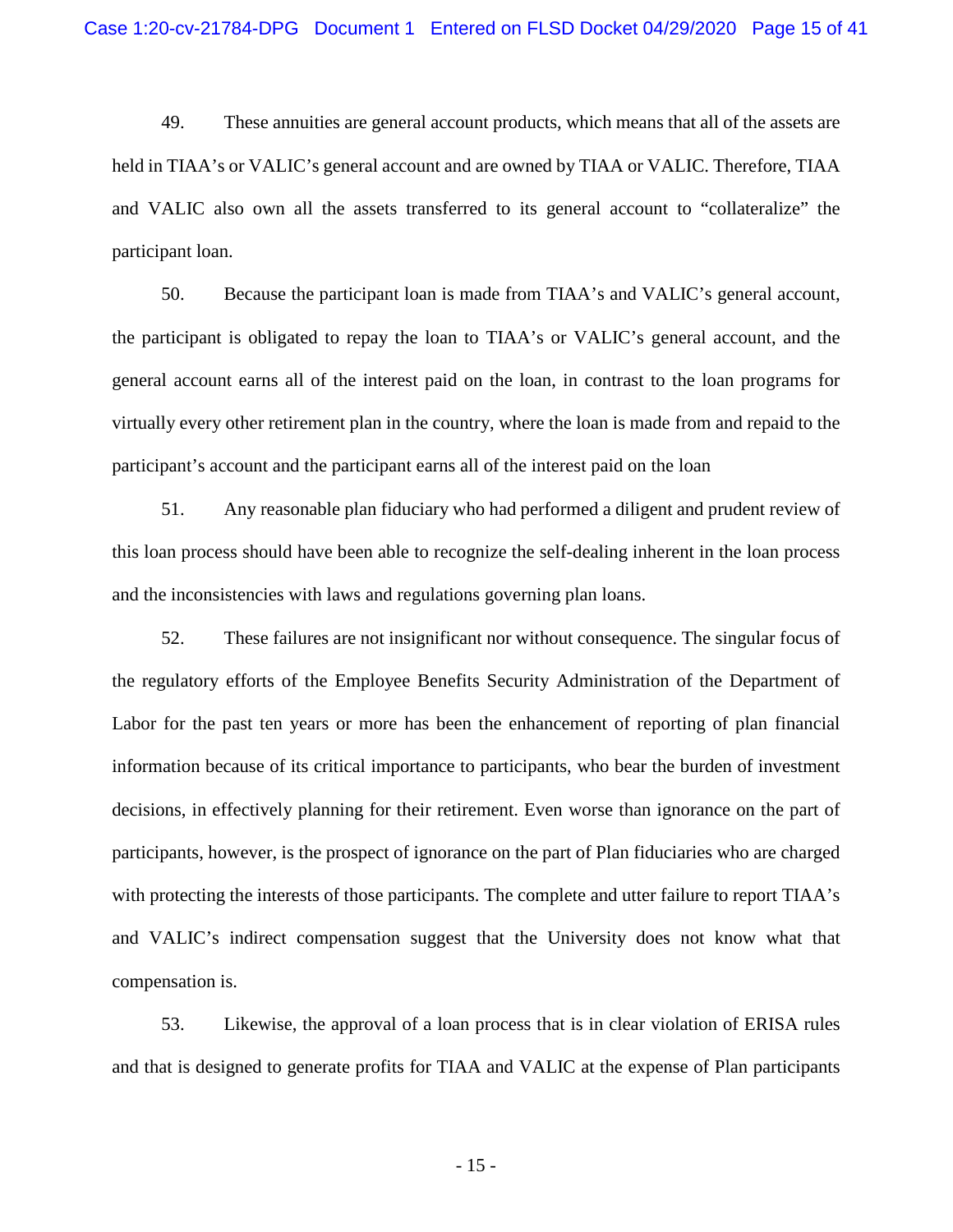49. These annuities are general account products, which means that all of the assets are held in TIAA's or VALIC's general account and are owned by TIAA or VALIC. Therefore, TIAA and VALIC also own all the assets transferred to its general account to "collateralize" the participant loan.

50. Because the participant loan is made from TIAA's and VALIC's general account, the participant is obligated to repay the loan to TIAA's or VALIC's general account, and the general account earns all of the interest paid on the loan, in contrast to the loan programs for virtually every other retirement plan in the country, where the loan is made from and repaid to the participant's account and the participant earns all of the interest paid on the loan

51. Any reasonable plan fiduciary who had performed a diligent and prudent review of this loan process should have been able to recognize the self-dealing inherent in the loan process and the inconsistencies with laws and regulations governing plan loans.

52. These failures are not insignificant nor without consequence. The singular focus of the regulatory efforts of the Employee Benefits Security Administration of the Department of Labor for the past ten years or more has been the enhancement of reporting of plan financial information because of its critical importance to participants, who bear the burden of investment decisions, in effectively planning for their retirement. Even worse than ignorance on the part of participants, however, is the prospect of ignorance on the part of Plan fiduciaries who are charged with protecting the interests of those participants. The complete and utter failure to report TIAA's and VALIC's indirect compensation suggest that the University does not know what that compensation is.

53. Likewise, the approval of a loan process that is in clear violation of ERISA rules and that is designed to generate profits for TIAA and VALIC at the expense of Plan participants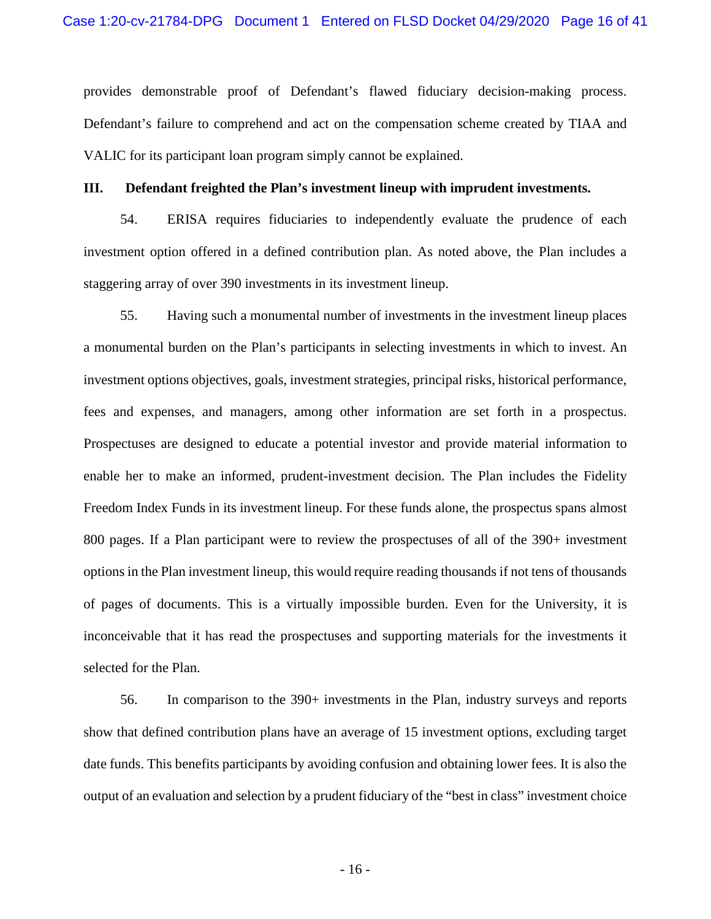provides demonstrable proof of Defendant's flawed fiduciary decision-making process. Defendant's failure to comprehend and act on the compensation scheme created by TIAA and VALIC for its participant loan program simply cannot be explained.

## III. Defendant freighted the Plan's investment lineup with imprudent investments.

54. ERISA requires fiduciaries to independently evaluate the prudence of each investment option offered in a defined contribution plan. As noted above, the Plan includes a staggering array of over 390 investments in its investment lineup.

55. Having such a monumental number of investments in the investment lineup places a monumental burden on the Plan's participants in selecting investments in which to invest. An investment options objectives, goals, investment strategies, principal risks, historical performance, fees and expenses, and managers, among other information are set forth in a prospectus. Prospectuses are designed to educate a potential investor and provide material information to enable her to make an informed, prudent-investment decision. The Plan includes the Fidelity Freedom Index Funds in its investment lineup. For these funds alone, the prospectus spans almost 800 pages. If a Plan participant were to review the prospectuses of all of the 390+ investment options in the Plan investment lineup, this would require reading thousands if not tens of thousands of pages of documents. This is a virtually impossible burden. Even for the University, it is inconceivable that it has read the prospectuses and supporting materials for the investments it selected for the Plan.

56. In comparison to the 390+ investments in the Plan, industry surveys and reports show that defined contribution plans have an average of 15 investment options, excluding target date funds. This benefits participants by avoiding confusion and obtaining lower fees. It is also the output of an evaluation and selection by a prudent fiduciary of the "best in class" investment choice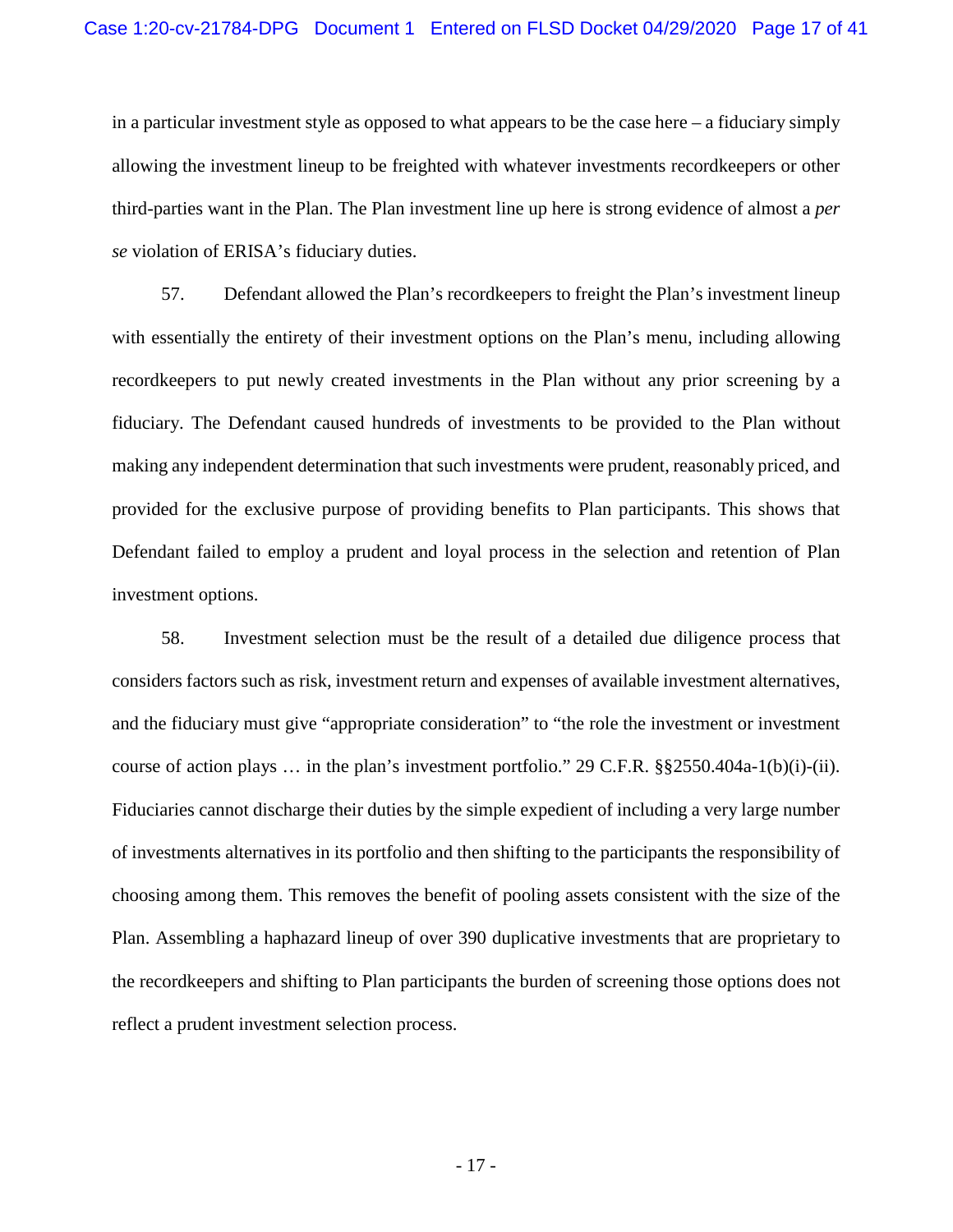in a particular investment style as opposed to what appears to be the case here – a fiduciary simply allowing the investment lineup to be freighted with whatever investments recordkeepers or other third-parties want in the Plan. The Plan investment line up here is strong evidence of almost a *per se* violation of ERISA's fiduciary duties.

57. Defendant allowed the Plan's recordkeepers to freight the Plan's investment lineup with essentially the entirety of their investment options on the Plan's menu, including allowing recordkeepers to put newly created investments in the Plan without any prior screening by a fiduciary. The Defendant caused hundreds of investments to be provided to the Plan without making any independent determination that such investments were prudent, reasonably priced, and provided for the exclusive purpose of providing benefits to Plan participants. This shows that Defendant failed to employ a prudent and loyal process in the selection and retention of Plan investment options.

58. Investment selection must be the result of a detailed due diligence process that considers factors such as risk, investment return and expenses of available investment alternatives, and the fiduciary must give "appropriate consideration" to "the role the investment or investment course of action plays … in the plan's investment portfolio." 29 C.F.R. §§2550.404a-1(b)(i)-(ii). Fiduciaries cannot discharge their duties by the simple expedient of including a very large number of investments alternatives in its portfolio and then shifting to the participants the responsibility of choosing among them. This removes the benefit of pooling assets consistent with the size of the Plan. Assembling a haphazard lineup of over 390 duplicative investments that are proprietary to the recordkeepers and shifting to Plan participants the burden of screening those options does not reflect a prudent investment selection process.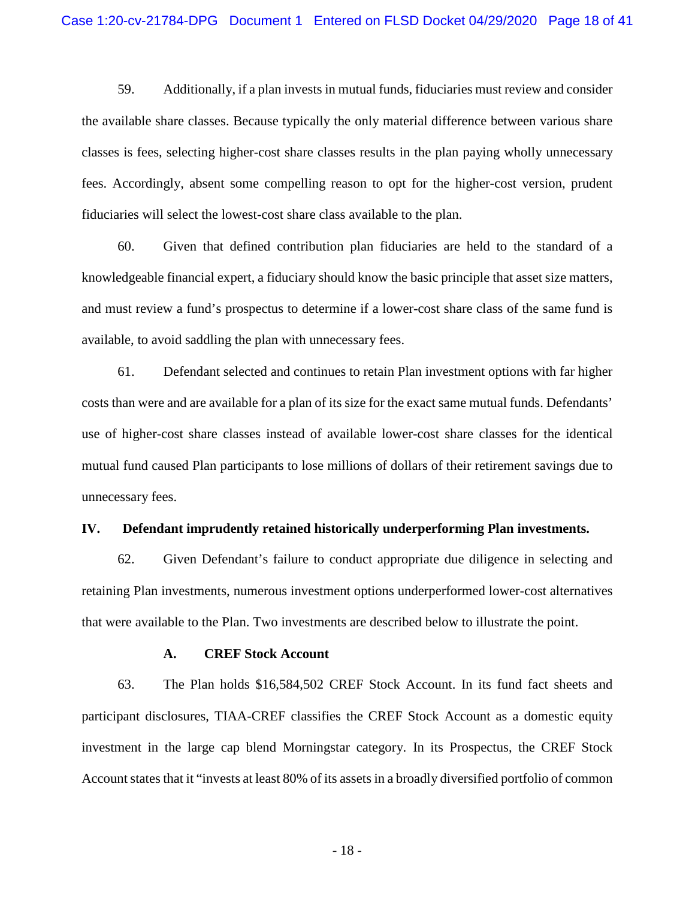59. Additionally, if a plan invests in mutual funds, fiduciaries must review and consider the available share classes. Because typically the only material difference between various share classes is fees, selecting higher-cost share classes results in the plan paying wholly unnecessary fees. Accordingly, absent some compelling reason to opt for the higher-cost version, prudent fiduciaries will select the lowest-cost share class available to the plan.

60. Given that defined contribution plan fiduciaries are held to the standard of a knowledgeable financial expert, a fiduciary should know the basic principle that asset size matters, and must review a fund's prospectus to determine if a lower-cost share class of the same fund is available, to avoid saddling the plan with unnecessary fees.

61. Defendant selected and continues to retain Plan investment options with far higher costs than were and are available for a plan of its size for the exact same mutual funds. Defendants' use of higher-cost share classes instead of available lower-cost share classes for the identical mutual fund caused Plan participants to lose millions of dollars of their retirement savings due to unnecessary fees.

## IV. Defendant imprudently retained historically underperforming Plan investments.

62. Given Defendant's failure to conduct appropriate due diligence in selecting and retaining Plan investments, numerous investment options underperformed lower-cost alternatives that were available to the Plan. Two investments are described below to illustrate the point.

### A. CREF Stock Account

63. The Plan holds $16,584,502 CREF Stock Account. In its fund fact sheets and participant disclosures, TIAA-CREF classifies the CREF Stock Account as a domestic equity investment in the large cap blend Morningstar category. In its Prospectus, the CREF Stock Account states that it "invests at least 80% of its assets in a broadly diversified portfolio of common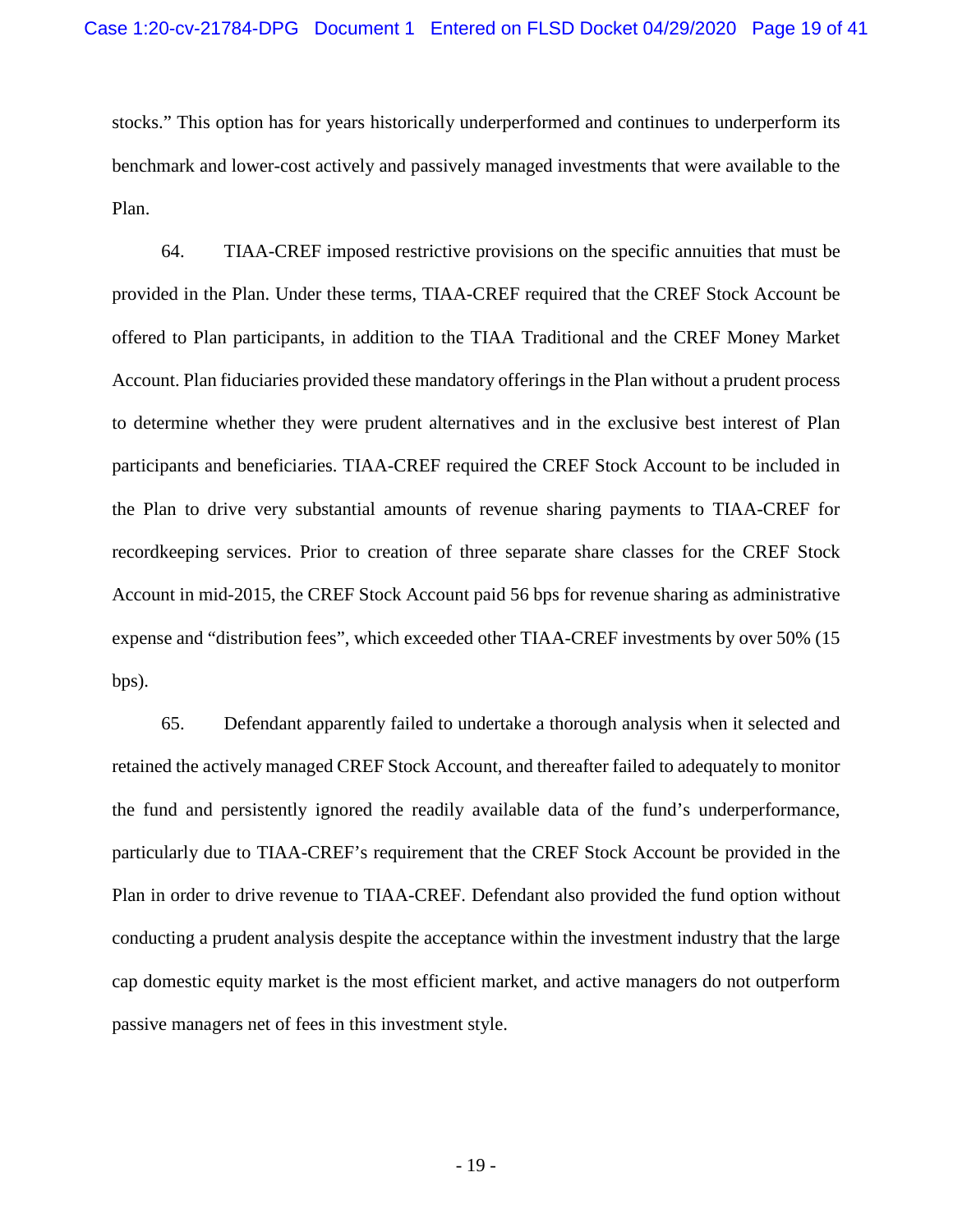stocks." This option has for years historically underperformed and continues to underperform its benchmark and lower-cost actively and passively managed investments that were available to the Plan.

64. TIAA-CREF imposed restrictive provisions on the specific annuities that must be provided in the Plan. Under these terms, TIAA-CREF required that the CREF Stock Account be offered to Plan participants, in addition to the TIAA Traditional and the CREF Money Market Account. Plan fiduciaries provided these mandatory offerings in the Plan without a prudent process to determine whether they were prudent alternatives and in the exclusive best interest of Plan participants and beneficiaries. TIAA-CREF required the CREF Stock Account to be included in the Plan to drive very substantial amounts of revenue sharing payments to TIAA-CREF for recordkeeping services. Prior to creation of three separate share classes for the CREF Stock Account in mid-2015, the CREF Stock Account paid 56 bps for revenue sharing as administrative expense and "distribution fees", which exceeded other TIAA-CREF investments by over 50% (15 bps).

65. Defendant apparently failed to undertake a thorough analysis when it selected and retained the actively managed CREF Stock Account, and thereafter failed to adequately to monitor the fund and persistently ignored the readily available data of the fund's underperformance, particularly due to TIAA-CREF's requirement that the CREF Stock Account be provided in the Plan in order to drive revenue to TIAA-CREF. Defendant also provided the fund option without conducting a prudent analysis despite the acceptance within the investment industry that the large cap domestic equity market is the most efficient market, and active managers do not outperform passive managers net of fees in this investment style.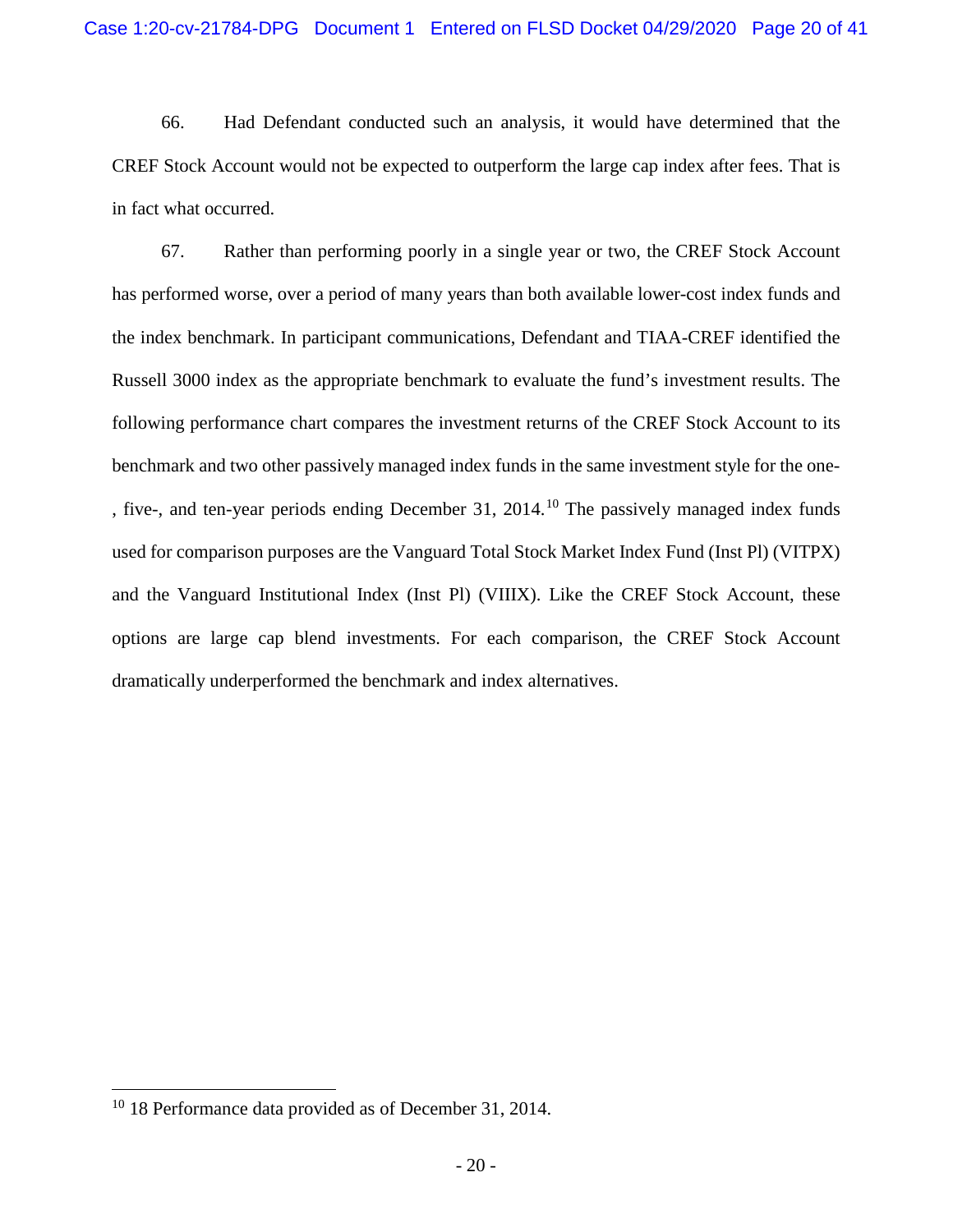66. Had Defendant conducted such an analysis, it would have determined that the CREF Stock Account would not be expected to outperform the large cap index after fees. That is in fact what occurred.

67. Rather than performing poorly in a single year or two, the CREF Stock Account has performed worse, over a period of many years than both available lower-cost index funds and the index benchmark. In participant communications, Defendant and TIAA-CREF identified the Russell 3000 index as the appropriate benchmark to evaluate the fund's investment results. The following performance chart compares the investment returns of the CREF Stock Account to its benchmark and two other passively managed index funds in the same investment style for the one-, five-, and ten-year periods ending December 31, 2014.[10] The passively managed index funds used for comparison purposes are the Vanguard Total Stock Market Index Fund (Inst Pl) (VITPX) and the Vanguard Institutional Index (Inst Pl) (VIIIX). Like the CREF Stock Account, these options are large cap blend investments. For each comparison, the CREF Stock Account dramatically underperformed the benchmark and index alternatives.

---

[10] 18 Performance data provided as of December 31, 2014.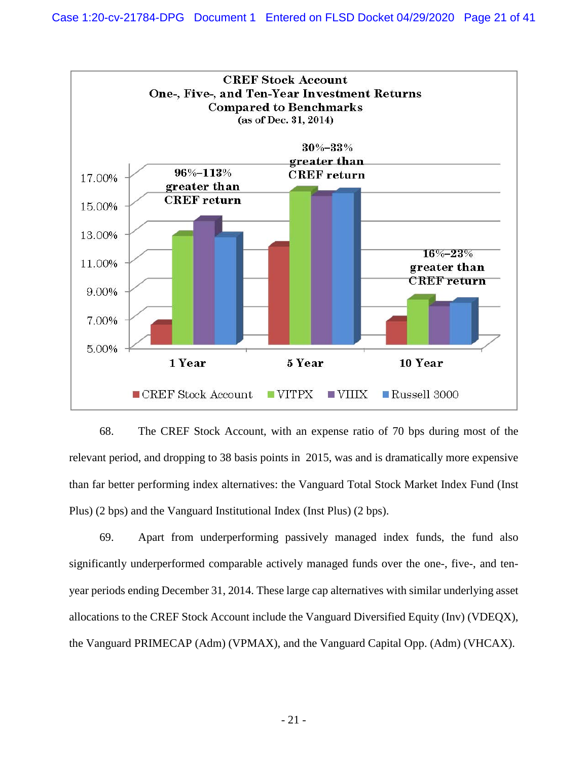**CREF Stock Account**
**One-, Five-, and Ten-Year Investment Returns**
**Compared to Benchmarks**
**(as of Dec. 31, 2014)**

| | 1 Year | 5 Year | 10 Year |
|---|---|---|---|
| Annotation | 96%–113% greater than CREF return | 30%–33% greater than CREF return | 16%–23% greater than CREF return |

Legend: CREF Stock Account, VITPX, VIIIX, Russell 3000

68. The CREF Stock Account, with an expense ratio of 70 bps during most of the relevant period, and dropping to 38 basis points in 2015, was and is dramatically more expensive than far better performing index alternatives: the Vanguard Total Stock Market Index Fund (Inst Plus) (2 bps) and the Vanguard Institutional Index (Inst Plus) (2 bps).

69. Apart from underperforming passively managed index funds, the fund also significantly underperformed comparable actively managed funds over the one-, five-, and ten-year periods ending December 31, 2014. These large cap alternatives with similar underlying asset allocations to the CREF Stock Account include the Vanguard Diversified Equity (Inv) (VDEQX), the Vanguard PRIMECAP (Adm) (VPMAX), and the Vanguard Capital Opp. (Adm) (VHCAX).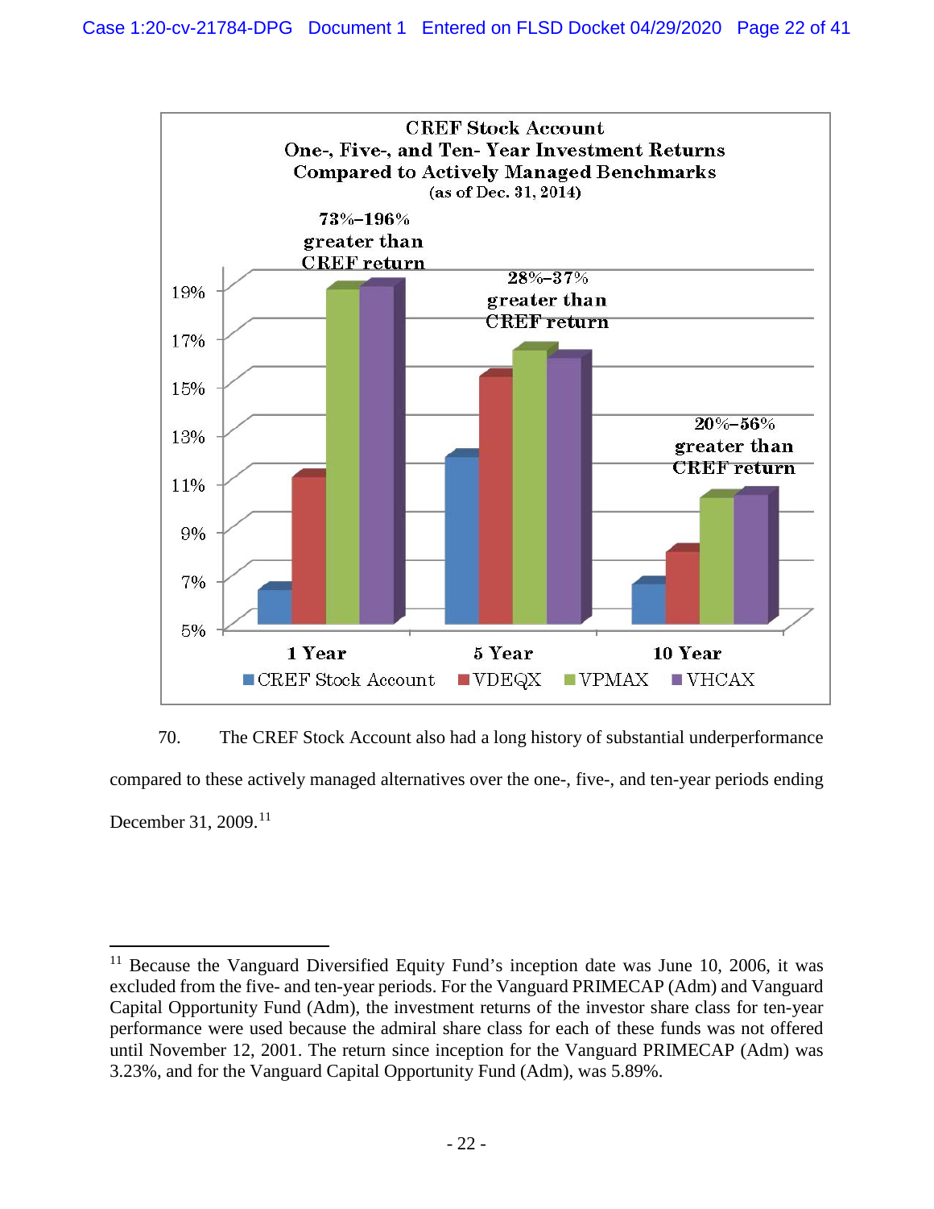**CREF Stock Account**
**One-, Five-, and Ten- Year Investment Returns**
**Compared to Actively Managed Benchmarks**
**(as of Dec. 31, 2014)**

**73%–196% greater than CREF return** (1 Year)

**28%–37% greater than CREF return** (5 Year)

**20%–56% greater than CREF return** (10 Year)

Legend: CREF Stock Account, VDEQX, VPMAX, VHCAX

70. The CREF Stock Account also had a long history of substantial underperformance compared to these actively managed alternatives over the one-, five-, and ten-year periods ending December 31, 2009.[11]

---

[11] Because the Vanguard Diversified Equity Fund's inception date was June 10, 2006, it was excluded from the five- and ten-year periods. For the Vanguard PRIMECAP (Adm) and Vanguard Capital Opportunity Fund (Adm), the investment returns of the investor share class for ten-year performance were used because the admiral share class for each of these funds was not offered until November 12, 2001. The return since inception for the Vanguard PRIMECAP (Adm) was 3.23%, and for the Vanguard Capital Opportunity Fund (Adm), was 5.89%.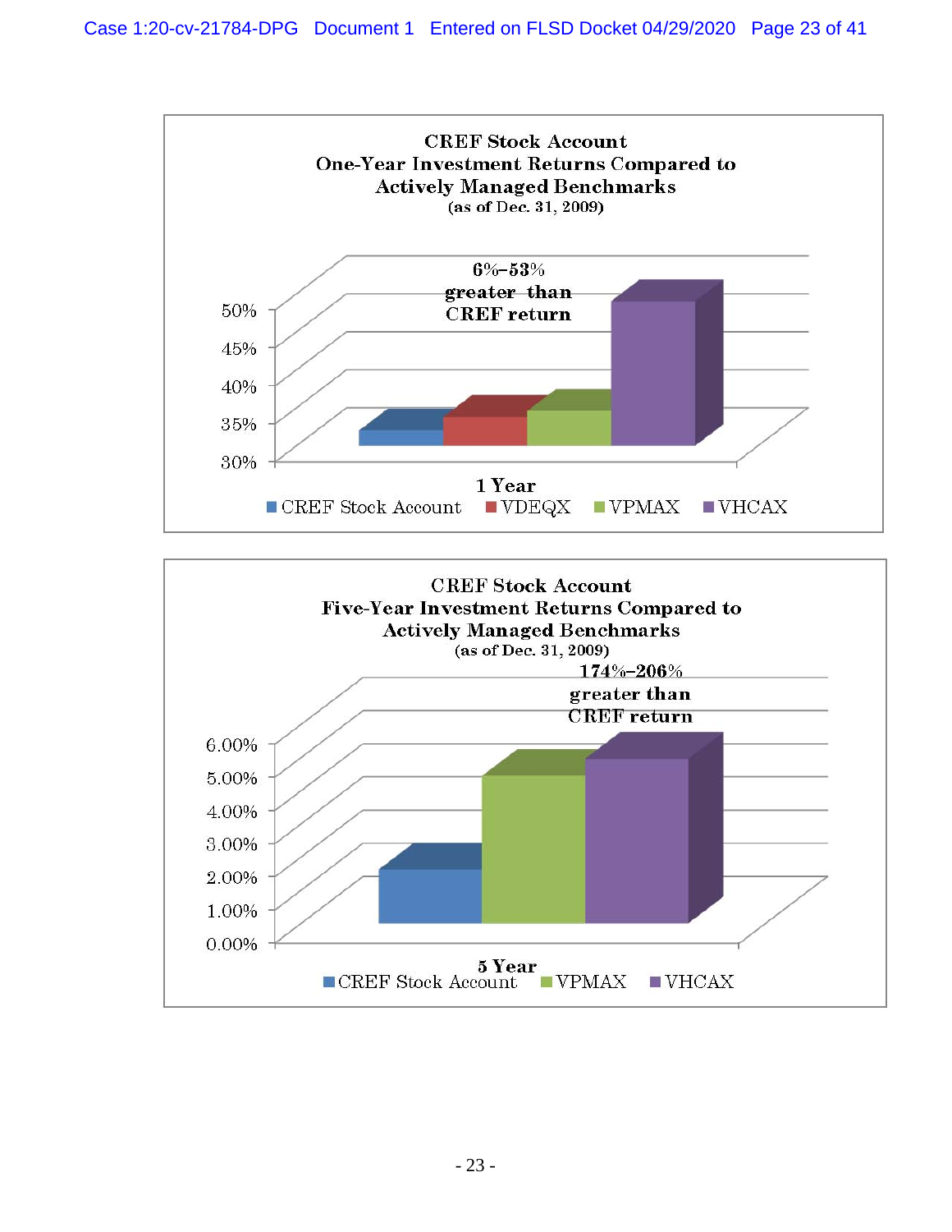**CREF Stock Account**
**One-Year Investment Returns Compared to Actively Managed Benchmarks**
(as of Dec. 31, 2009)

6%–53% greater than CREF return

50%
45%
40%
35%
30%

1 Year

CREF Stock Account | VDEQX | VPMAX | VHCAX

**CREF Stock Account**
**Five-Year Investment Returns Compared to Actively Managed Benchmarks**
(as of Dec. 31, 2009)

174%–206% greater than CREF return

6.00%
5.00%
4.00%
3.00%
2.00%
1.00%
0.00%

5 Year

CREF Stock Account | VPMAX | VHCAX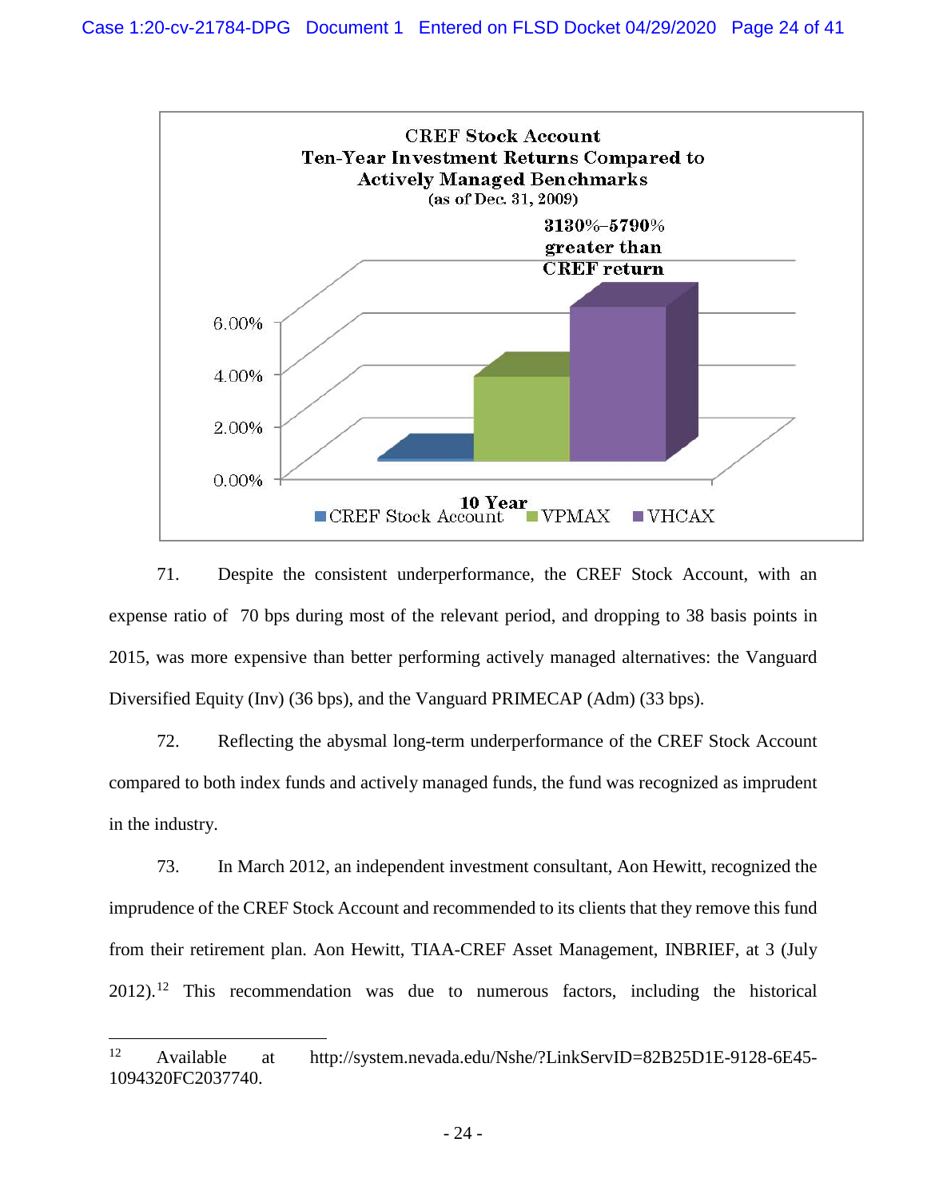**CREEF Stock Account**
**Ten-Year Investment Returns Compared to Actively Managed Benchmarks**
(as of Dec. 31, 2009)

**3130%–5790% greater than CREF return**

6.00%
4.00%
2.00%
0.00%

**10 Year**

CREF Stock Account | VPMAX | VHCAX

71. Despite the consistent underperformance, the CREF Stock Account, with an expense ratio of 70 bps during most of the relevant period, and dropping to 38 basis points in 2015, was more expensive than better performing actively managed alternatives: the Vanguard Diversified Equity (Inv) (36 bps), and the Vanguard PRIMECAP (Adm) (33 bps).

72. Reflecting the abysmal long-term underperformance of the CREF Stock Account compared to both index funds and actively managed funds, the fund was recognized as imprudent in the industry.

73. In March 2012, an independent investment consultant, Aon Hewitt, recognized the imprudence of the CREF Stock Account and recommended to its clients that they remove this fund from their retirement plan. Aon Hewitt, TIAA-CREF Asset Management, INBRIEF, at 3 (July 2012).[12] This recommendation was due to numerous factors, including the historical

---

[12] Available at http://system.nevada.edu/Nshe/?LinkServID=82B25D1E-9128-6E45-1094320FC2037740.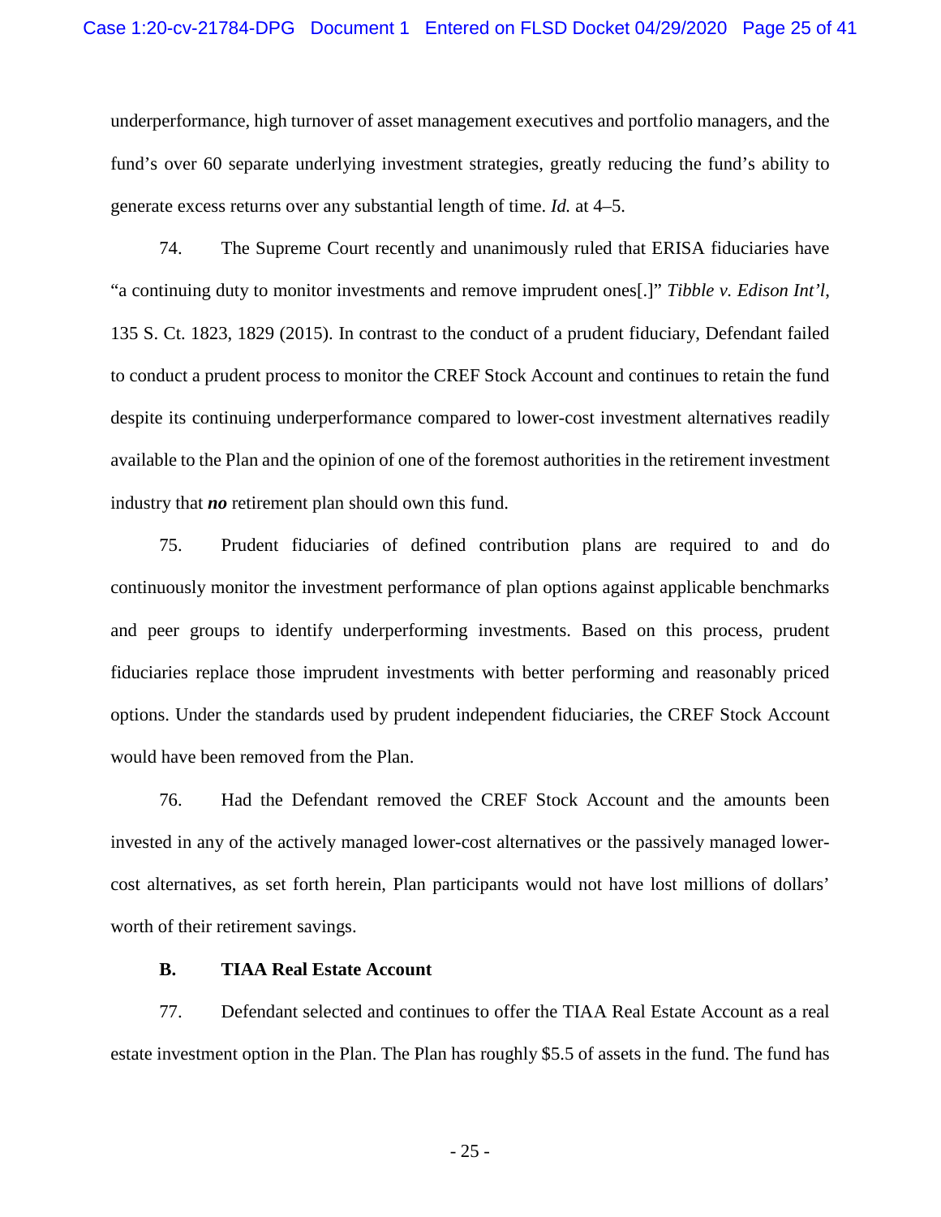underperformance, high turnover of asset management executives and portfolio managers, and the fund's over 60 separate underlying investment strategies, greatly reducing the fund's ability to generate excess returns over any substantial length of time. *Id.* at 4–5.

74. The Supreme Court recently and unanimously ruled that ERISA fiduciaries have "a continuing duty to monitor investments and remove imprudent ones[.]" *Tibble v. Edison Int'l*, 135 S. Ct. 1823, 1829 (2015). In contrast to the conduct of a prudent fiduciary, Defendant failed to conduct a prudent process to monitor the CREF Stock Account and continues to retain the fund despite its continuing underperformance compared to lower-cost investment alternatives readily available to the Plan and the opinion of one of the foremost authorities in the retirement investment industry that ***no*** retirement plan should own this fund.

75. Prudent fiduciaries of defined contribution plans are required to and do continuously monitor the investment performance of plan options against applicable benchmarks and peer groups to identify underperforming investments. Based on this process, prudent fiduciaries replace those imprudent investments with better performing and reasonably priced options. Under the standards used by prudent independent fiduciaries, the CREF Stock Account would have been removed from the Plan.

76. Had the Defendant removed the CREF Stock Account and the amounts been invested in any of the actively managed lower-cost alternatives or the passively managed lower-cost alternatives, as set forth herein, Plan participants would not have lost millions of dollars' worth of their retirement savings.

**B. TIAA Real Estate Account**

77. Defendant selected and continues to offer the TIAA Real Estate Account as a real estate investment option in the Plan. The Plan has roughly $5.5 of assets in the fund. The fund has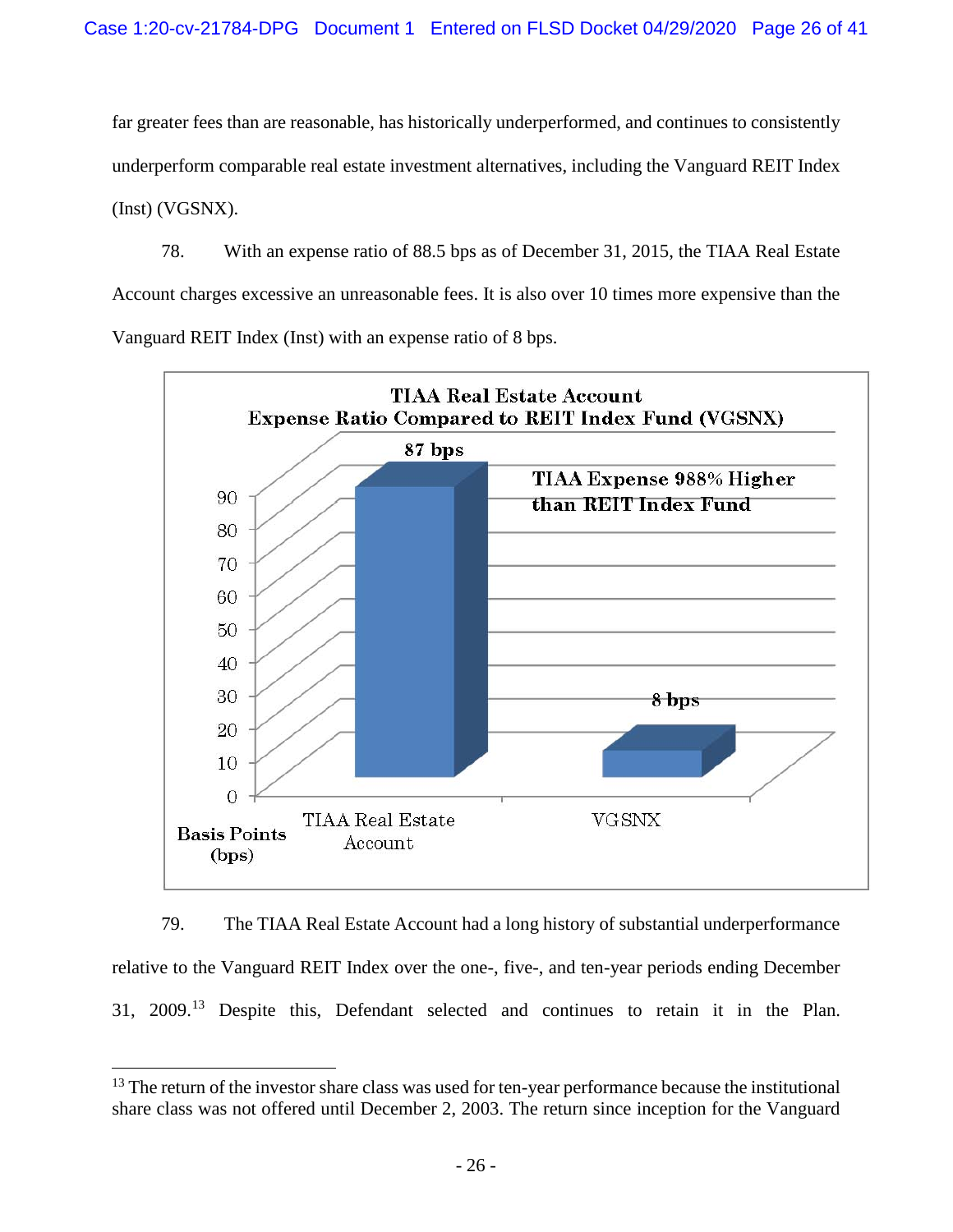far greater fees than are reasonable, has historically underperformed, and continues to consistently underperform comparable real estate investment alternatives, including the Vanguard REIT Index (Inst) (VGSNX).

78. With an expense ratio of 88.5 bps as of December 31, 2015, the TIAA Real Estate Account charges excessive an unreasonable fees. It is also over 10 times more expensive than the Vanguard REIT Index (Inst) with an expense ratio of 8 bps.

**TIAA Real Estate Account**
**Expense Ratio Compared to REIT Index Fund (VGSNX)**

**TIAA Expense 988% Higher than REIT Index Fund**

| Basis Points (bps) | TIAA Real Estate Account | VGSNX |
| --- | --- | --- |
| Expense Ratio | 87 bps | 8 bps |

79. The TIAA Real Estate Account had a long history of substantial underperformance relative to the Vanguard REIT Index over the one-, five-, and ten-year periods ending December 31, 2009.[13] Despite this, Defendant selected and continues to retain it in the Plan.

[13] The return of the investor share class was used for ten-year performance because the institutional share class was not offered until December 2, 2003. The return since inception for the Vanguard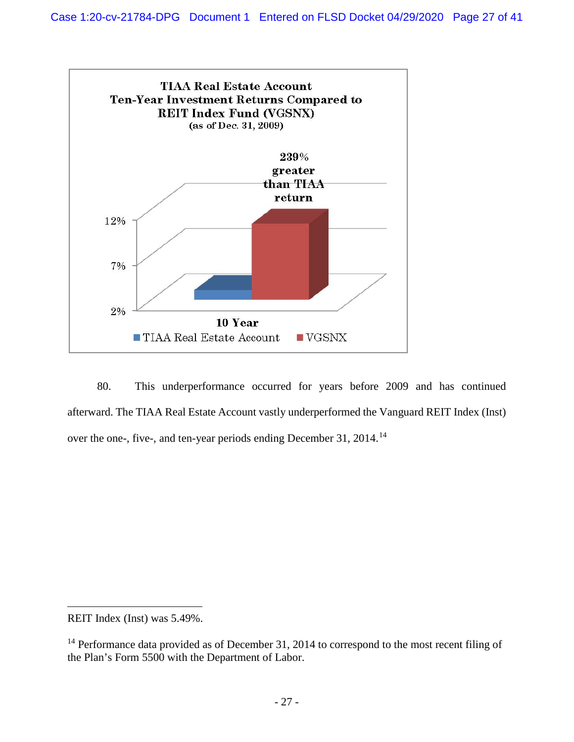TIAA Real Estate Account
Ten-Year Investment Returns Compared to
REIT Index Fund (VGSNX)
(as of Dec. 31, 2009)

239% greater than TIAA return

12%

7%

2%

10 Year

TIAA Real Estate Account   VGSNX

80. This underperformance occurred for years before 2009 and has continued afterward. The TIAA Real Estate Account vastly underperformed the Vanguard REIT Index (Inst) over the one-, five-, and ten-year periods ending December 31, 2014.[14]

---

REIT Index (Inst) was 5.49%.

[14] Performance data provided as of December 31, 2014 to correspond to the most recent filing of the Plan's Form 5500 with the Department of Labor.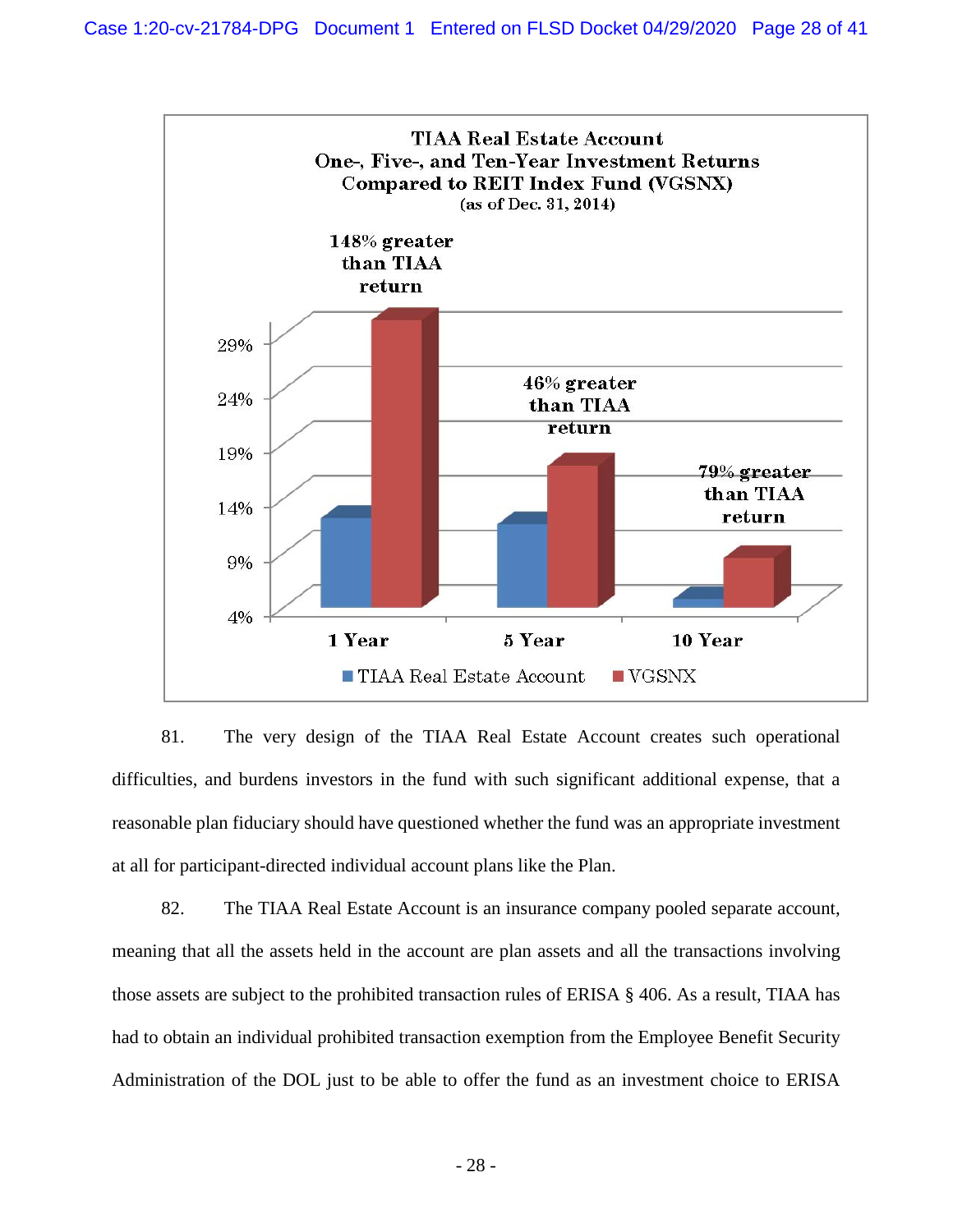**TIAA Real Estate Account**
**One-, Five-, and Ten-Year Investment Returns**
**Compared to REIT Index Fund (VGSNX)**
(as of Dec. 31, 2014)

| | TIAA Real Estate Account | VGSNX | |
|---|---|---|---|
| 1 Year | | | 148% greater than TIAA return |
| 5 Year | | | 46% greater than TIAA return |
| 10 Year | | | 79% greater than TIAA return |

81. The very design of the TIAA Real Estate Account creates such operational difficulties, and burdens investors in the fund with such significant additional expense, that a reasonable plan fiduciary should have questioned whether the fund was an appropriate investment at all for participant-directed individual account plans like the Plan.

82. The TIAA Real Estate Account is an insurance company pooled separate account, meaning that all the assets held in the account are plan assets and all the transactions involving those assets are subject to the prohibited transaction rules of ERISA § 406. As a result, TIAA has had to obtain an individual prohibited transaction exemption from the Employee Benefit Security Administration of the DOL just to be able to offer the fund as an investment choice to ERISA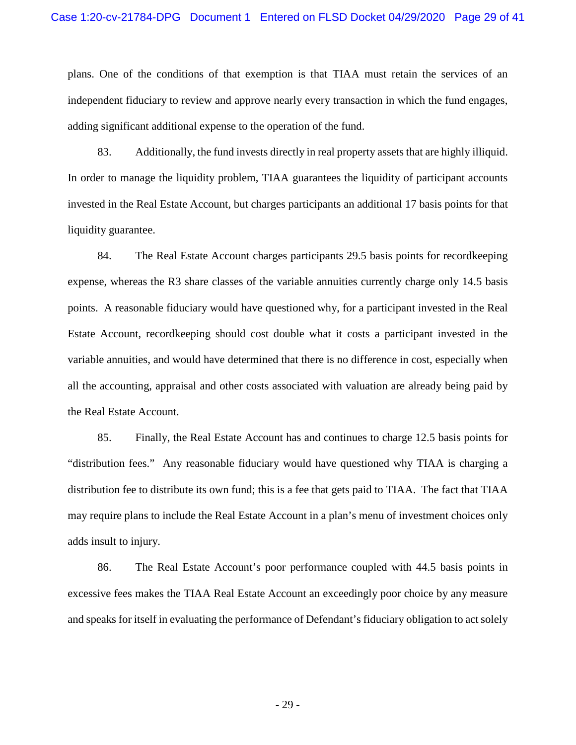plans. One of the conditions of that exemption is that TIAA must retain the services of an independent fiduciary to review and approve nearly every transaction in which the fund engages, adding significant additional expense to the operation of the fund.

83. Additionally, the fund invests directly in real property assets that are highly illiquid. In order to manage the liquidity problem, TIAA guarantees the liquidity of participant accounts invested in the Real Estate Account, but charges participants an additional 17 basis points for that liquidity guarantee.

84. The Real Estate Account charges participants 29.5 basis points for recordkeeping expense, whereas the R3 share classes of the variable annuities currently charge only 14.5 basis points. A reasonable fiduciary would have questioned why, for a participant invested in the Real Estate Account, recordkeeping should cost double what it costs a participant invested in the variable annuities, and would have determined that there is no difference in cost, especially when all the accounting, appraisal and other costs associated with valuation are already being paid by the Real Estate Account.

85. Finally, the Real Estate Account has and continues to charge 12.5 basis points for "distribution fees." Any reasonable fiduciary would have questioned why TIAA is charging a distribution fee to distribute its own fund; this is a fee that gets paid to TIAA. The fact that TIAA may require plans to include the Real Estate Account in a plan's menu of investment choices only adds insult to injury.

86. The Real Estate Account's poor performance coupled with 44.5 basis points in excessive fees makes the TIAA Real Estate Account an exceedingly poor choice by any measure and speaks for itself in evaluating the performance of Defendant's fiduciary obligation to act solely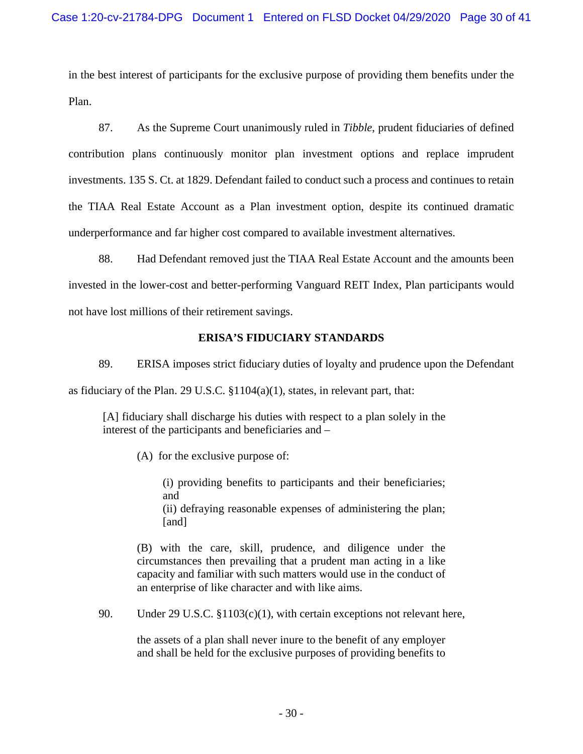in the best interest of participants for the exclusive purpose of providing them benefits under the Plan.

87. As the Supreme Court unanimously ruled in *Tibble*, prudent fiduciaries of defined contribution plans continuously monitor plan investment options and replace imprudent investments. 135 S. Ct. at 1829. Defendant failed to conduct such a process and continues to retain the TIAA Real Estate Account as a Plan investment option, despite its continued dramatic underperformance and far higher cost compared to available investment alternatives.

88. Had Defendant removed just the TIAA Real Estate Account and the amounts been invested in the lower-cost and better-performing Vanguard REIT Index, Plan participants would not have lost millions of their retirement savings.

## ERISA'S FIDUCIARY STANDARDS

89. ERISA imposes strict fiduciary duties of loyalty and prudence upon the Defendant as fiduciary of the Plan. 29 U.S.C. §1104(a)(1), states, in relevant part, that:

> [A] fiduciary shall discharge his duties with respect to a plan solely in the interest of the participants and beneficiaries and –
>
> (A) for the exclusive purpose of:
>
> (i) providing benefits to participants and their beneficiaries; and
> (ii) defraying reasonable expenses of administering the plan; [and]
>
> (B) with the care, skill, prudence, and diligence under the circumstances then prevailing that a prudent man acting in a like capacity and familiar with such matters would use in the conduct of an enterprise of like character and with like aims.

90. Under 29 U.S.C. §1103(c)(1), with certain exceptions not relevant here,

> the assets of a plan shall never inure to the benefit of any employer and shall be held for the exclusive purposes of providing benefits to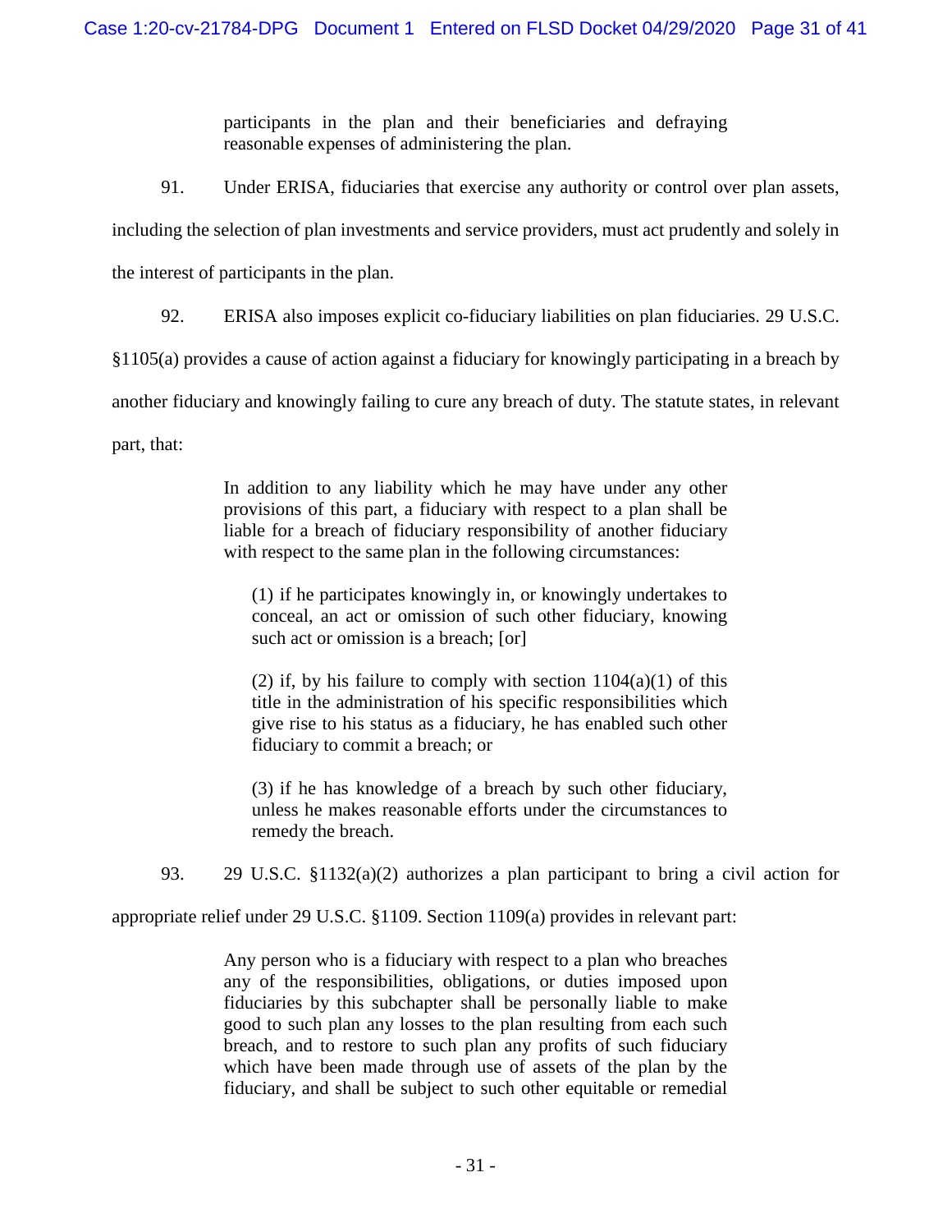> participants in the plan and their beneficiaries and defraying reasonable expenses of administering the plan.

91. Under ERISA, fiduciaries that exercise any authority or control over plan assets, including the selection of plan investments and service providers, must act prudently and solely in the interest of participants in the plan.

92. ERISA also imposes explicit co-fiduciary liabilities on plan fiduciaries. 29 U.S.C. §1105(a) provides a cause of action against a fiduciary for knowingly participating in a breach by another fiduciary and knowingly failing to cure any breach of duty. The statute states, in relevant part, that:

> In addition to any liability which he may have under any other provisions of this part, a fiduciary with respect to a plan shall be liable for a breach of fiduciary responsibility of another fiduciary with respect to the same plan in the following circumstances:
>
> (1) if he participates knowingly in, or knowingly undertakes to conceal, an act or omission of such other fiduciary, knowing such act or omission is a breach; [or]
>
> (2) if, by his failure to comply with section 1104(a)(1) of this title in the administration of his specific responsibilities which give rise to his status as a fiduciary, he has enabled such other fiduciary to commit a breach; or
>
> (3) if he has knowledge of a breach by such other fiduciary, unless he makes reasonable efforts under the circumstances to remedy the breach.

93. 29 U.S.C. §1132(a)(2) authorizes a plan participant to bring a civil action for appropriate relief under 29 U.S.C. §1109. Section 1109(a) provides in relevant part:

> Any person who is a fiduciary with respect to a plan who breaches any of the responsibilities, obligations, or duties imposed upon fiduciaries by this subchapter shall be personally liable to make good to such plan any losses to the plan resulting from each such breach, and to restore to such plan any profits of such fiduciary which have been made through use of assets of the plan by the fiduciary, and shall be subject to such other equitable or remedial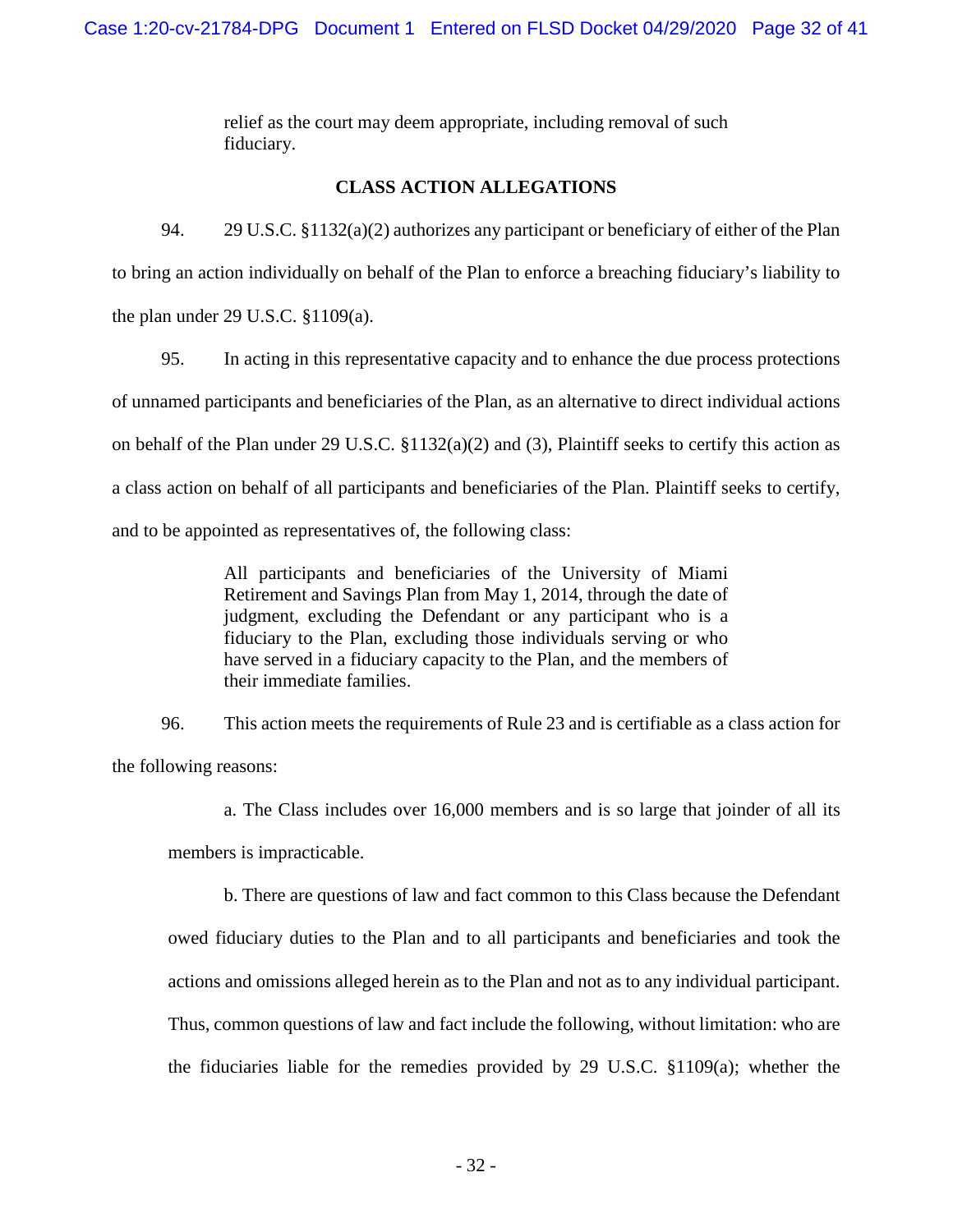relief as the court may deem appropriate, including removal of such fiduciary.

## CLASS ACTION ALLEGATIONS

94. 29 U.S.C. §1132(a)(2) authorizes any participant or beneficiary of either of the Plan to bring an action individually on behalf of the Plan to enforce a breaching fiduciary's liability to the plan under 29 U.S.C. §1109(a).

95. In acting in this representative capacity and to enhance the due process protections of unnamed participants and beneficiaries of the Plan, as an alternative to direct individual actions on behalf of the Plan under 29 U.S.C. §1132(a)(2) and (3), Plaintiff seeks to certify this action as a class action on behalf of all participants and beneficiaries of the Plan. Plaintiff seeks to certify, and to be appointed as representatives of, the following class:

> All participants and beneficiaries of the University of Miami Retirement and Savings Plan from May 1, 2014, through the date of judgment, excluding the Defendant or any participant who is a fiduciary to the Plan, excluding those individuals serving or who have served in a fiduciary capacity to the Plan, and the members of their immediate families.

96. This action meets the requirements of Rule 23 and is certifiable as a class action for the following reasons:

a. The Class includes over 16,000 members and is so large that joinder of all its members is impracticable.

b. There are questions of law and fact common to this Class because the Defendant owed fiduciary duties to the Plan and to all participants and beneficiaries and took the actions and omissions alleged herein as to the Plan and not as to any individual participant. Thus, common questions of law and fact include the following, without limitation: who are the fiduciaries liable for the remedies provided by 29 U.S.C. §1109(a); whether the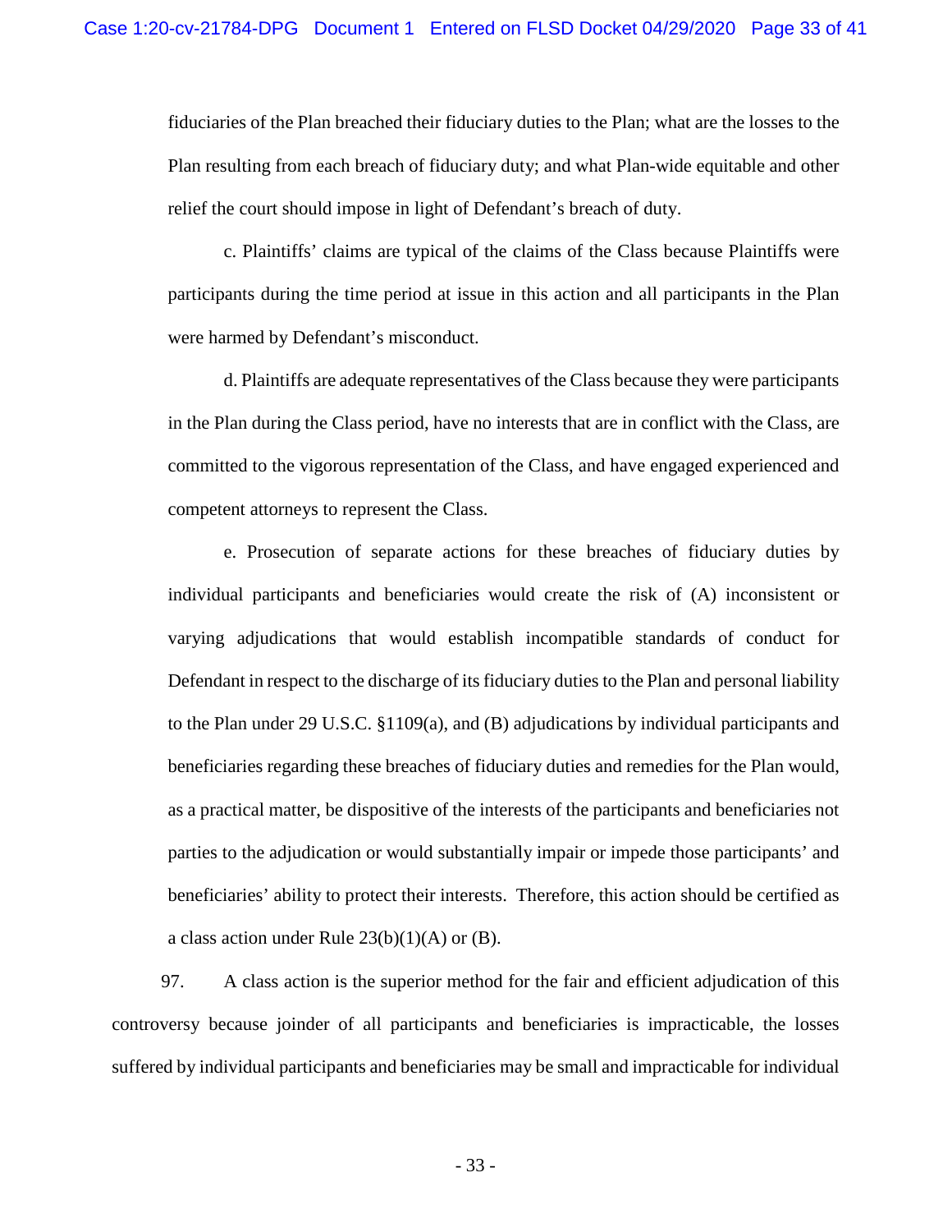fiduciaries of the Plan breached their fiduciary duties to the Plan; what are the losses to the Plan resulting from each breach of fiduciary duty; and what Plan-wide equitable and other relief the court should impose in light of Defendant's breach of duty.

c. Plaintiffs' claims are typical of the claims of the Class because Plaintiffs were participants during the time period at issue in this action and all participants in the Plan were harmed by Defendant's misconduct.

d. Plaintiffs are adequate representatives of the Class because they were participants in the Plan during the Class period, have no interests that are in conflict with the Class, are committed to the vigorous representation of the Class, and have engaged experienced and competent attorneys to represent the Class.

e. Prosecution of separate actions for these breaches of fiduciary duties by individual participants and beneficiaries would create the risk of (A) inconsistent or varying adjudications that would establish incompatible standards of conduct for Defendant in respect to the discharge of its fiduciary duties to the Plan and personal liability to the Plan under 29 U.S.C. §1109(a), and (B) adjudications by individual participants and beneficiaries regarding these breaches of fiduciary duties and remedies for the Plan would, as a practical matter, be dispositive of the interests of the participants and beneficiaries not parties to the adjudication or would substantially impair or impede those participants' and beneficiaries' ability to protect their interests. Therefore, this action should be certified as a class action under Rule 23(b)(1)(A) or (B).

97. A class action is the superior method for the fair and efficient adjudication of this controversy because joinder of all participants and beneficiaries is impracticable, the losses suffered by individual participants and beneficiaries may be small and impracticable for individual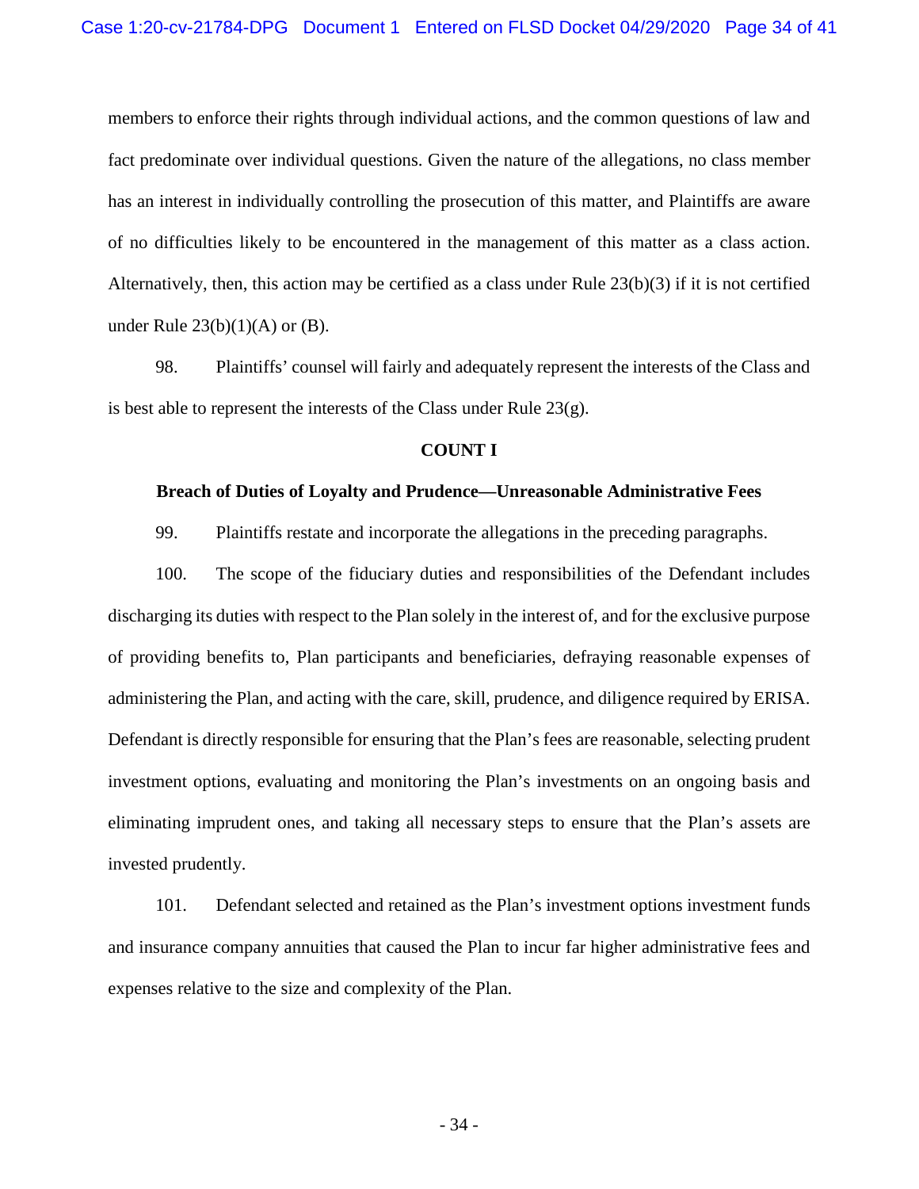members to enforce their rights through individual actions, and the common questions of law and fact predominate over individual questions. Given the nature of the allegations, no class member has an interest in individually controlling the prosecution of this matter, and Plaintiffs are aware of no difficulties likely to be encountered in the management of this matter as a class action. Alternatively, then, this action may be certified as a class under Rule 23(b)(3) if it is not certified under Rule 23(b)(1)(A) or (B).

98. Plaintiffs' counsel will fairly and adequately represent the interests of the Class and is best able to represent the interests of the Class under Rule 23(g).

**COUNT I**

**Breach of Duties of Loyalty and Prudence—Unreasonable Administrative Fees**

99. Plaintiffs restate and incorporate the allegations in the preceding paragraphs.

100. The scope of the fiduciary duties and responsibilities of the Defendant includes discharging its duties with respect to the Plan solely in the interest of, and for the exclusive purpose of providing benefits to, Plan participants and beneficiaries, defraying reasonable expenses of administering the Plan, and acting with the care, skill, prudence, and diligence required by ERISA. Defendant is directly responsible for ensuring that the Plan's fees are reasonable, selecting prudent investment options, evaluating and monitoring the Plan's investments on an ongoing basis and eliminating imprudent ones, and taking all necessary steps to ensure that the Plan's assets are invested prudently.

101. Defendant selected and retained as the Plan's investment options investment funds and insurance company annuities that caused the Plan to incur far higher administrative fees and expenses relative to the size and complexity of the Plan.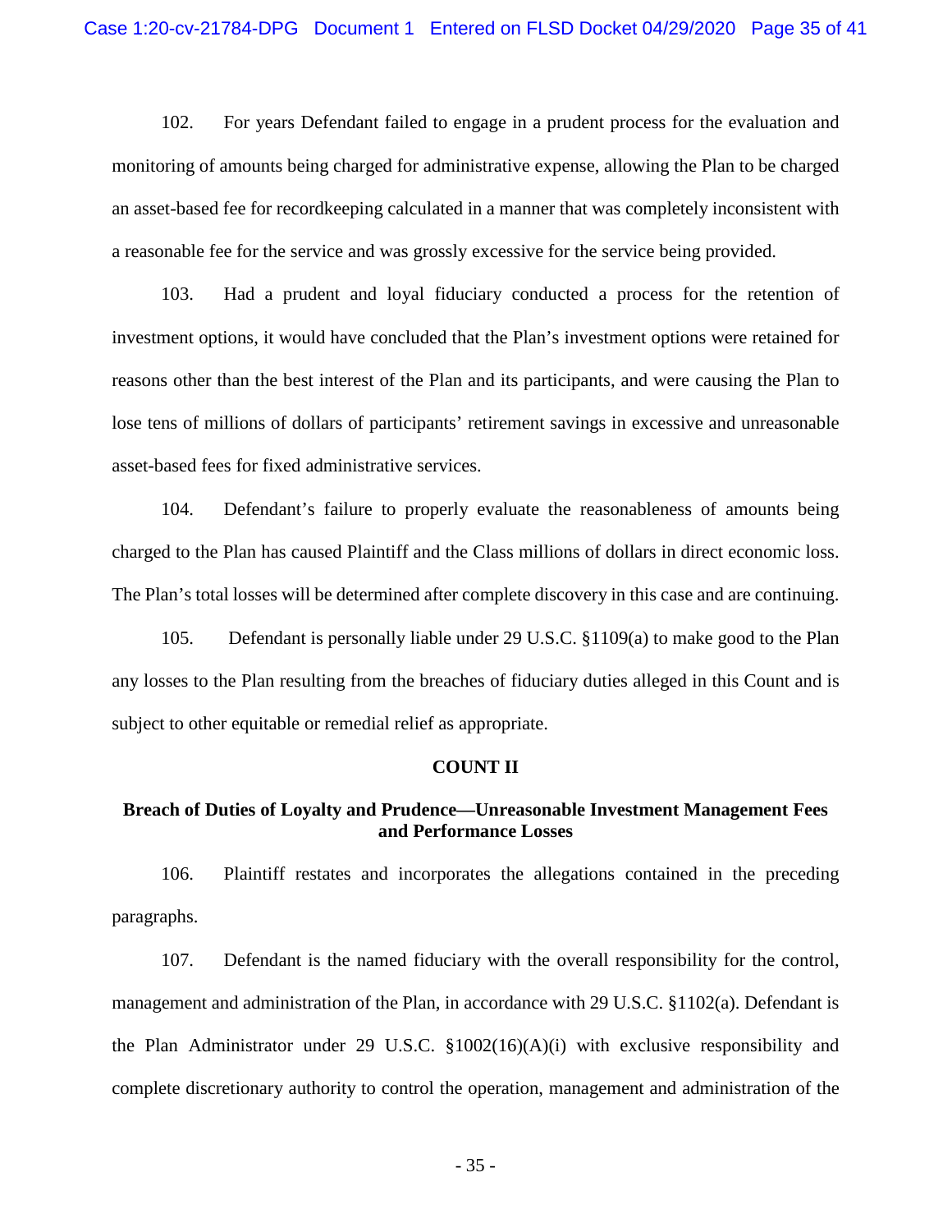102. For years Defendant failed to engage in a prudent process for the evaluation and monitoring of amounts being charged for administrative expense, allowing the Plan to be charged an asset-based fee for recordkeeping calculated in a manner that was completely inconsistent with a reasonable fee for the service and was grossly excessive for the service being provided.

103. Had a prudent and loyal fiduciary conducted a process for the retention of investment options, it would have concluded that the Plan's investment options were retained for reasons other than the best interest of the Plan and its participants, and were causing the Plan to lose tens of millions of dollars of participants' retirement savings in excessive and unreasonable asset-based fees for fixed administrative services.

104. Defendant's failure to properly evaluate the reasonableness of amounts being charged to the Plan has caused Plaintiff and the Class millions of dollars in direct economic loss. The Plan's total losses will be determined after complete discovery in this case and are continuing.

105. Defendant is personally liable under 29 U.S.C. §1109(a) to make good to the Plan any losses to the Plan resulting from the breaches of fiduciary duties alleged in this Count and is subject to other equitable or remedial relief as appropriate.

**COUNT II**

**Breach of Duties of Loyalty and Prudence—Unreasonable Investment Management Fees and Performance Losses**

106. Plaintiff restates and incorporates the allegations contained in the preceding paragraphs.

107. Defendant is the named fiduciary with the overall responsibility for the control, management and administration of the Plan, in accordance with 29 U.S.C. §1102(a). Defendant is the Plan Administrator under 29 U.S.C. §1002(16)(A)(i) with exclusive responsibility and complete discretionary authority to control the operation, management and administration of the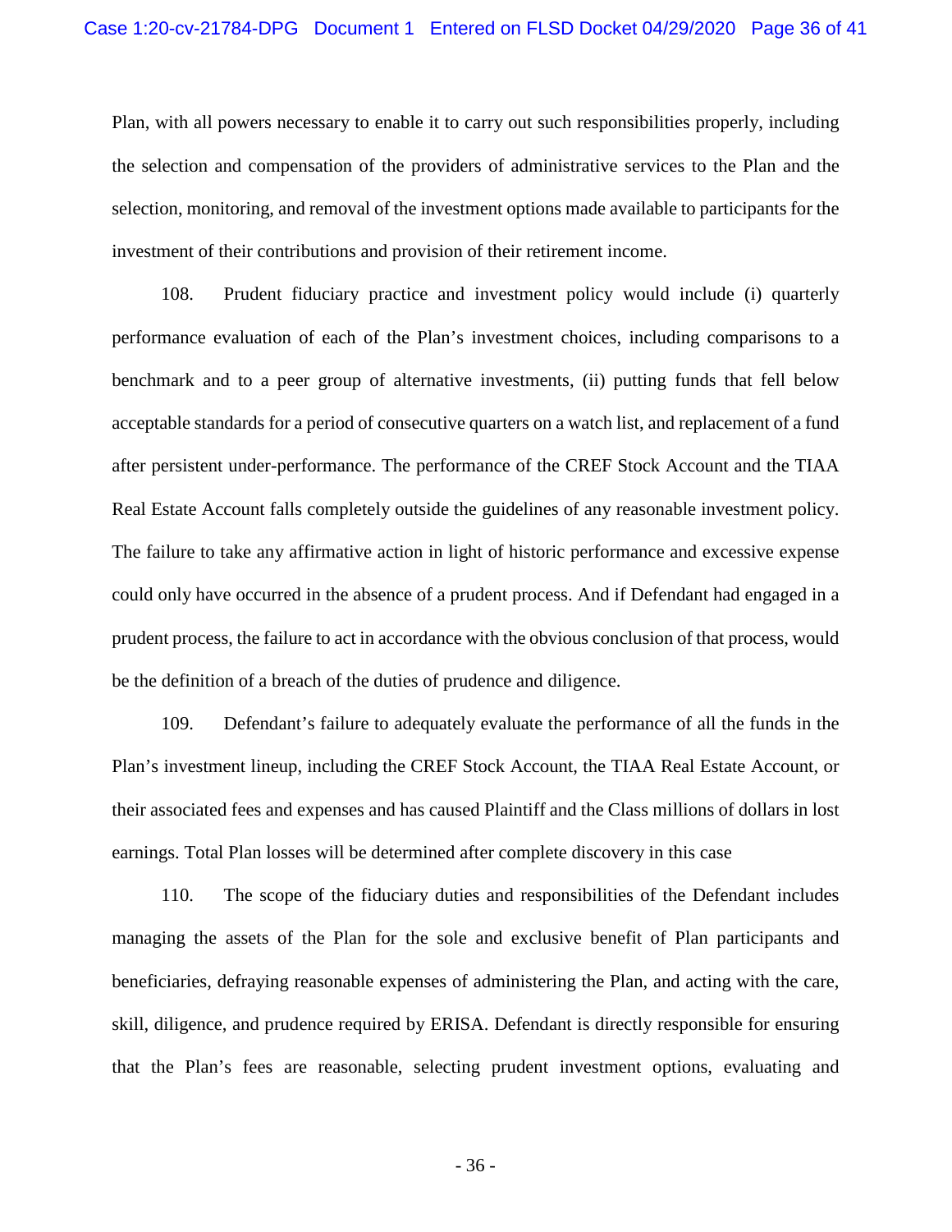Plan, with all powers necessary to enable it to carry out such responsibilities properly, including the selection and compensation of the providers of administrative services to the Plan and the selection, monitoring, and removal of the investment options made available to participants for the investment of their contributions and provision of their retirement income.

108. Prudent fiduciary practice and investment policy would include (i) quarterly performance evaluation of each of the Plan's investment choices, including comparisons to a benchmark and to a peer group of alternative investments, (ii) putting funds that fell below acceptable standards for a period of consecutive quarters on a watch list, and replacement of a fund after persistent under-performance. The performance of the CREF Stock Account and the TIAA Real Estate Account falls completely outside the guidelines of any reasonable investment policy. The failure to take any affirmative action in light of historic performance and excessive expense could only have occurred in the absence of a prudent process. And if Defendant had engaged in a prudent process, the failure to act in accordance with the obvious conclusion of that process, would be the definition of a breach of the duties of prudence and diligence.

109. Defendant's failure to adequately evaluate the performance of all the funds in the Plan's investment lineup, including the CREF Stock Account, the TIAA Real Estate Account, or their associated fees and expenses and has caused Plaintiff and the Class millions of dollars in lost earnings. Total Plan losses will be determined after complete discovery in this case

110. The scope of the fiduciary duties and responsibilities of the Defendant includes managing the assets of the Plan for the sole and exclusive benefit of Plan participants and beneficiaries, defraying reasonable expenses of administering the Plan, and acting with the care, skill, diligence, and prudence required by ERISA. Defendant is directly responsible for ensuring that the Plan's fees are reasonable, selecting prudent investment options, evaluating and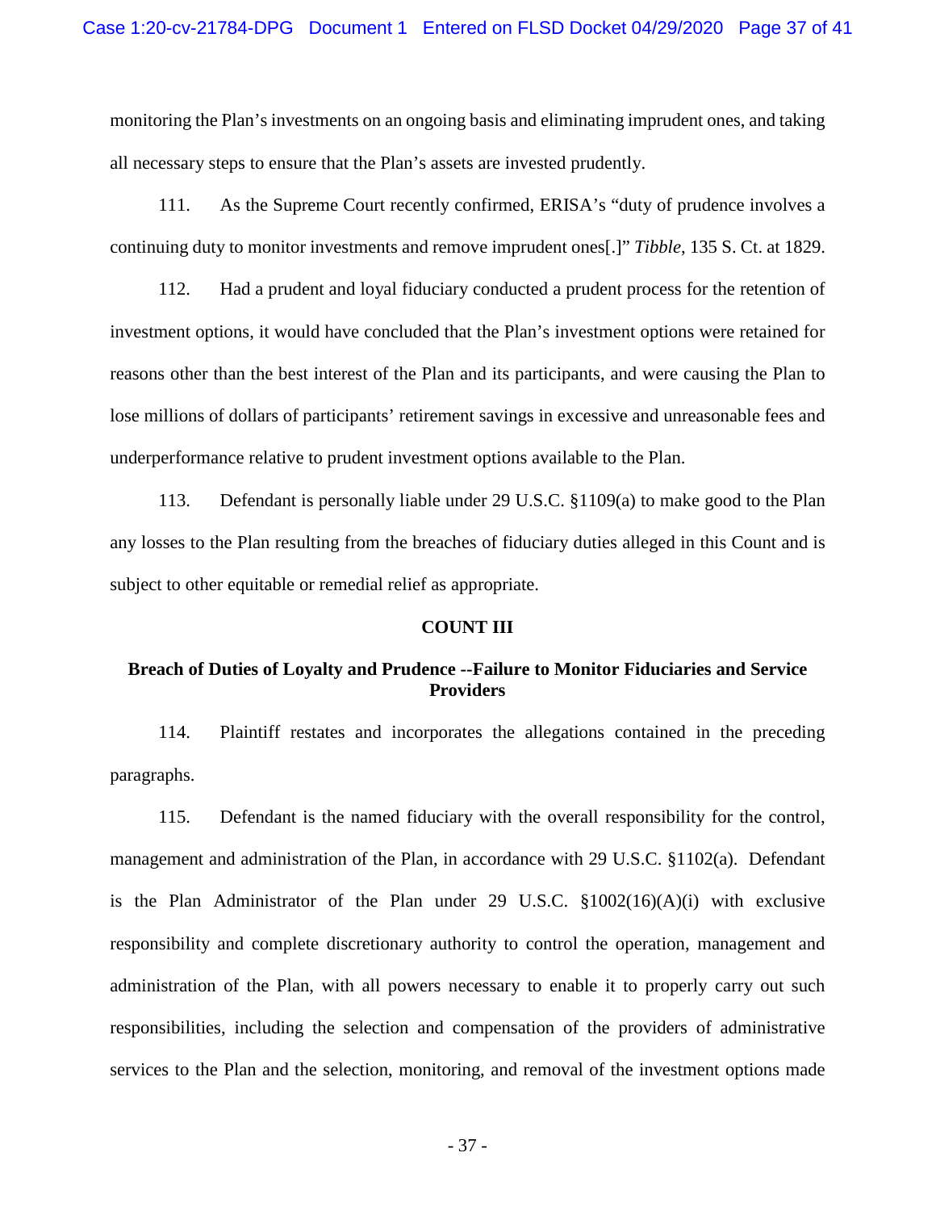monitoring the Plan's investments on an ongoing basis and eliminating imprudent ones, and taking all necessary steps to ensure that the Plan's assets are invested prudently.

111. As the Supreme Court recently confirmed, ERISA's "duty of prudence involves a continuing duty to monitor investments and remove imprudent ones[.]" *Tibble*, 135 S. Ct. at 1829.

112. Had a prudent and loyal fiduciary conducted a prudent process for the retention of investment options, it would have concluded that the Plan's investment options were retained for reasons other than the best interest of the Plan and its participants, and were causing the Plan to lose millions of dollars of participants' retirement savings in excessive and unreasonable fees and underperformance relative to prudent investment options available to the Plan.

113. Defendant is personally liable under 29 U.S.C. §1109(a) to make good to the Plan any losses to the Plan resulting from the breaches of fiduciary duties alleged in this Count and is subject to other equitable or remedial relief as appropriate.

**COUNT III**

**Breach of Duties of Loyalty and Prudence --Failure to Monitor Fiduciaries and Service Providers**

114. Plaintiff restates and incorporates the allegations contained in the preceding paragraphs.

115. Defendant is the named fiduciary with the overall responsibility for the control, management and administration of the Plan, in accordance with 29 U.S.C. §1102(a). Defendant is the Plan Administrator of the Plan under 29 U.S.C. §1002(16)(A)(i) with exclusive responsibility and complete discretionary authority to control the operation, management and administration of the Plan, with all powers necessary to enable it to properly carry out such responsibilities, including the selection and compensation of the providers of administrative services to the Plan and the selection, monitoring, and removal of the investment options made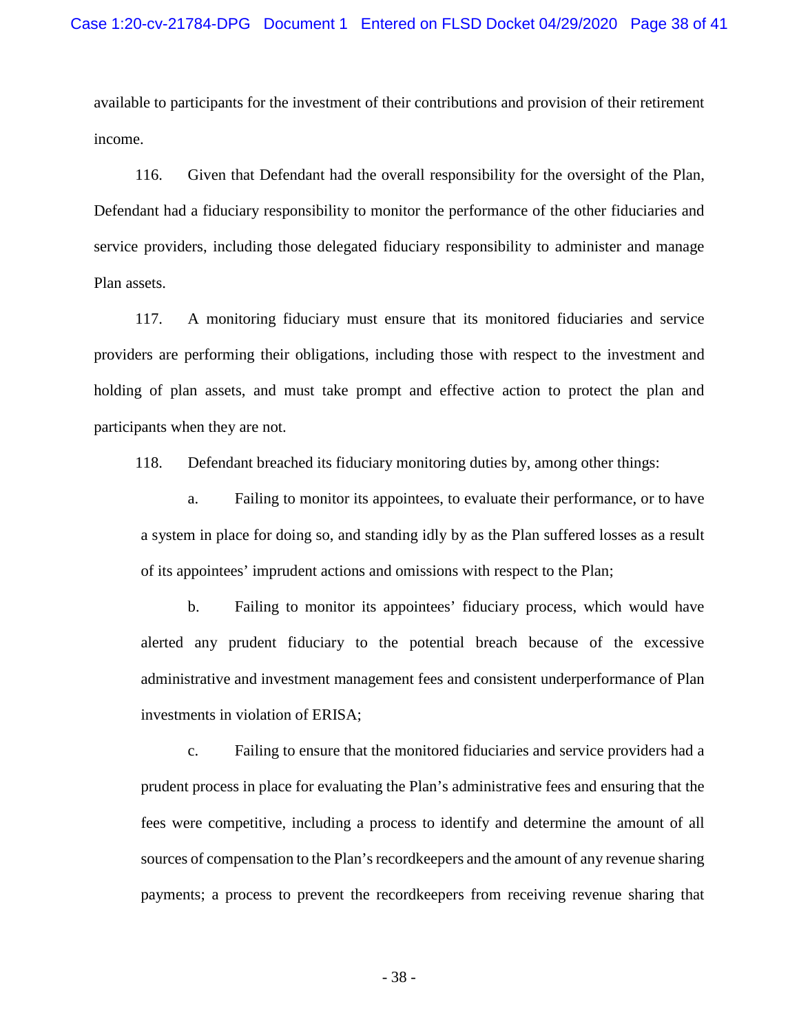available to participants for the investment of their contributions and provision of their retirement income.

116. Given that Defendant had the overall responsibility for the oversight of the Plan, Defendant had a fiduciary responsibility to monitor the performance of the other fiduciaries and service providers, including those delegated fiduciary responsibility to administer and manage Plan assets.

117. A monitoring fiduciary must ensure that its monitored fiduciaries and service providers are performing their obligations, including those with respect to the investment and holding of plan assets, and must take prompt and effective action to protect the plan and participants when they are not.

118. Defendant breached its fiduciary monitoring duties by, among other things:

a. Failing to monitor its appointees, to evaluate their performance, or to have a system in place for doing so, and standing idly by as the Plan suffered losses as a result of its appointees' imprudent actions and omissions with respect to the Plan;

b. Failing to monitor its appointees' fiduciary process, which would have alerted any prudent fiduciary to the potential breach because of the excessive administrative and investment management fees and consistent underperformance of Plan investments in violation of ERISA;

c. Failing to ensure that the monitored fiduciaries and service providers had a prudent process in place for evaluating the Plan's administrative fees and ensuring that the fees were competitive, including a process to identify and determine the amount of all sources of compensation to the Plan's recordkeepers and the amount of any revenue sharing payments; a process to prevent the recordkeepers from receiving revenue sharing that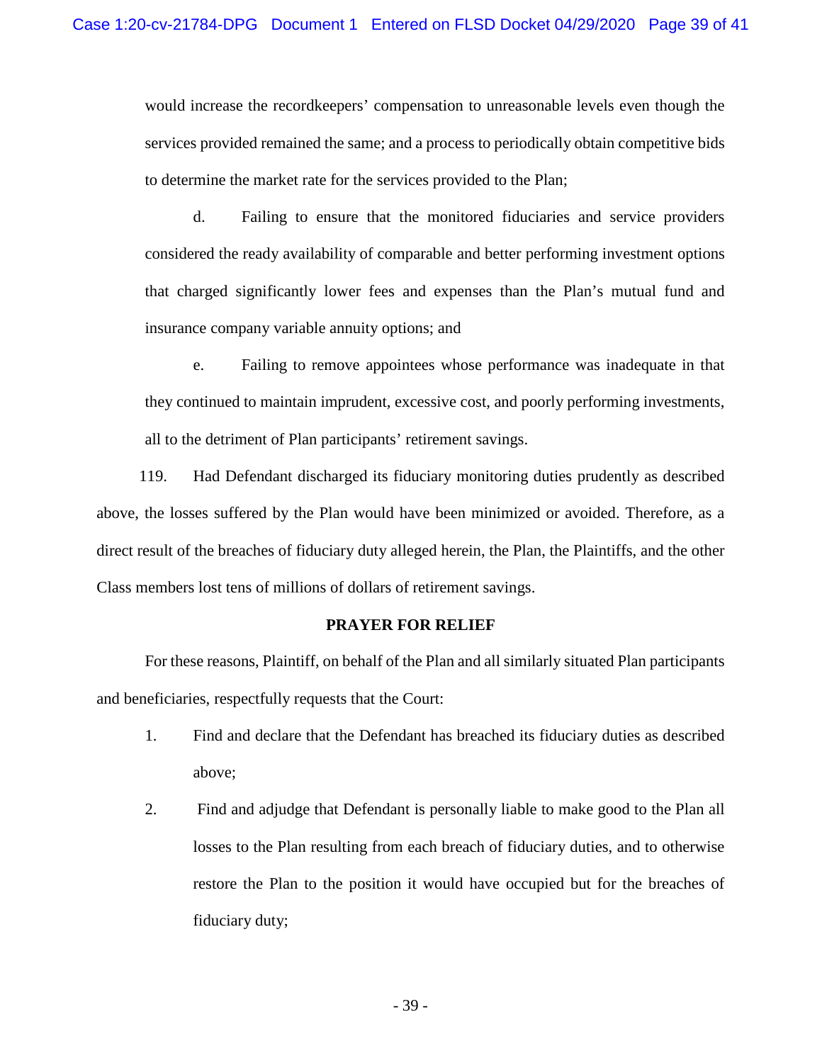would increase the recordkeepers' compensation to unreasonable levels even though the services provided remained the same; and a process to periodically obtain competitive bids to determine the market rate for the services provided to the Plan;

d. Failing to ensure that the monitored fiduciaries and service providers considered the ready availability of comparable and better performing investment options that charged significantly lower fees and expenses than the Plan's mutual fund and insurance company variable annuity options; and

e. Failing to remove appointees whose performance was inadequate in that they continued to maintain imprudent, excessive cost, and poorly performing investments, all to the detriment of Plan participants' retirement savings.

119. Had Defendant discharged its fiduciary monitoring duties prudently as described above, the losses suffered by the Plan would have been minimized or avoided. Therefore, as a direct result of the breaches of fiduciary duty alleged herein, the Plan, the Plaintiffs, and the other Class members lost tens of millions of dollars of retirement savings.

**PRAYER FOR RELIEF**

For these reasons, Plaintiff, on behalf of the Plan and all similarly situated Plan participants and beneficiaries, respectfully requests that the Court:

1. Find and declare that the Defendant has breached its fiduciary duties as described above;

2. Find and adjudge that Defendant is personally liable to make good to the Plan all losses to the Plan resulting from each breach of fiduciary duties, and to otherwise restore the Plan to the position it would have occupied but for the breaches of fiduciary duty;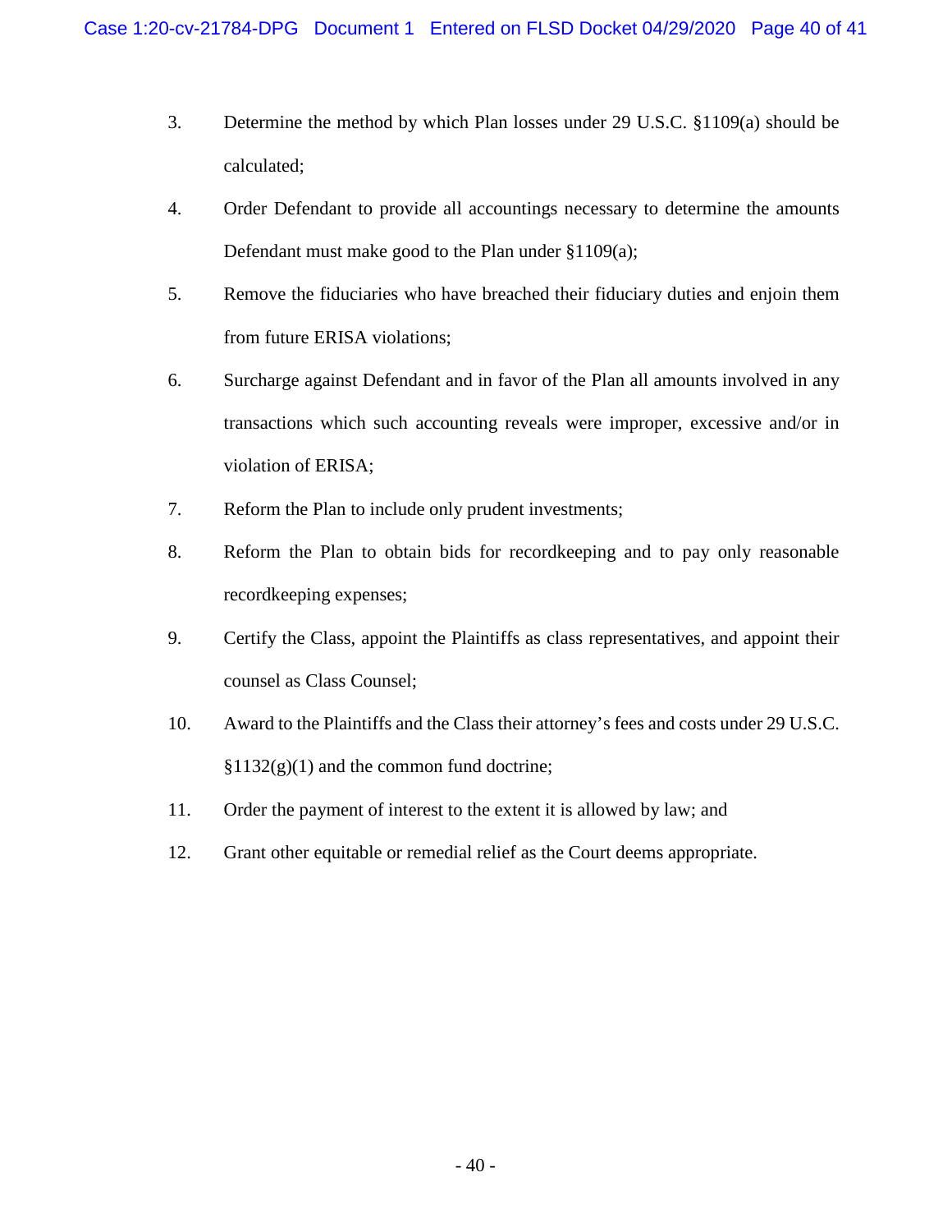3. Determine the method by which Plan losses under 29 U.S.C. §1109(a) should be calculated;
4. Order Defendant to provide all accountings necessary to determine the amounts Defendant must make good to the Plan under §1109(a);
5. Remove the fiduciaries who have breached their fiduciary duties and enjoin them from future ERISA violations;
6. Surcharge against Defendant and in favor of the Plan all amounts involved in any transactions which such accounting reveals were improper, excessive and/or in violation of ERISA;
7. Reform the Plan to include only prudent investments;
8. Reform the Plan to obtain bids for recordkeeping and to pay only reasonable recordkeeping expenses;
9. Certify the Class, appoint the Plaintiffs as class representatives, and appoint their counsel as Class Counsel;
10. Award to the Plaintiffs and the Class their attorney's fees and costs under 29 U.S.C. §1132(g)(1) and the common fund doctrine;
11. Order the payment of interest to the extent it is allowed by law; and
12. Grant other equitable or remedial relief as the Court deems appropriate.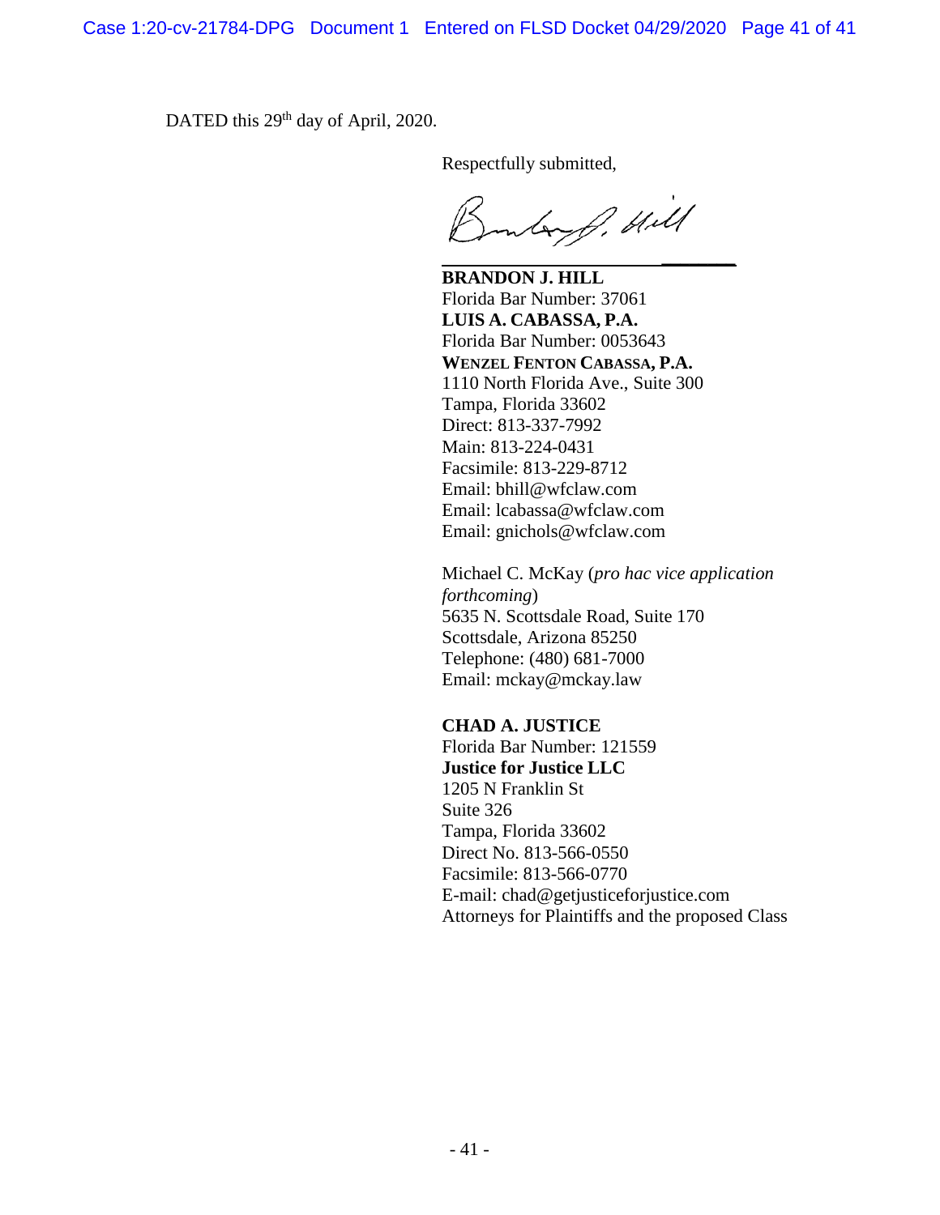DATED this 29th day of April, 2020.

Respectfully submitted,

/s/ Brandon J. Hill

**BRANDON J. HILL**
Florida Bar Number: 37061
**LUIS A. CABASSA, P.A.**
Florida Bar Number: 0053643
**WENZEL FENTON CABASSA, P.A.**
1110 North Florida Ave., Suite 300
Tampa, Florida 33602
Direct: 813-337-7992
Main: 813-224-0431
Facsimile: 813-229-8712
Email: bhill@wfclaw.com
Email: lcabassa@wfclaw.com
Email: gnichols@wfclaw.com

Michael C. McKay (*pro hac vice application forthcoming*)
5635 N. Scottsdale Road, Suite 170
Scottsdale, Arizona 85250
Telephone: (480) 681-7000
Email: mckay@mckay.law

**CHAD A. JUSTICE**
Florida Bar Number: 121559
**Justice for Justice LLC**
1205 N Franklin St
Suite 326
Tampa, Florida 33602
Direct No. 813-566-0550
Facsimile: 813-566-0770
E-mail: chad@getjusticeforjustice.com
Attorneys for Plaintiffs and the proposed Class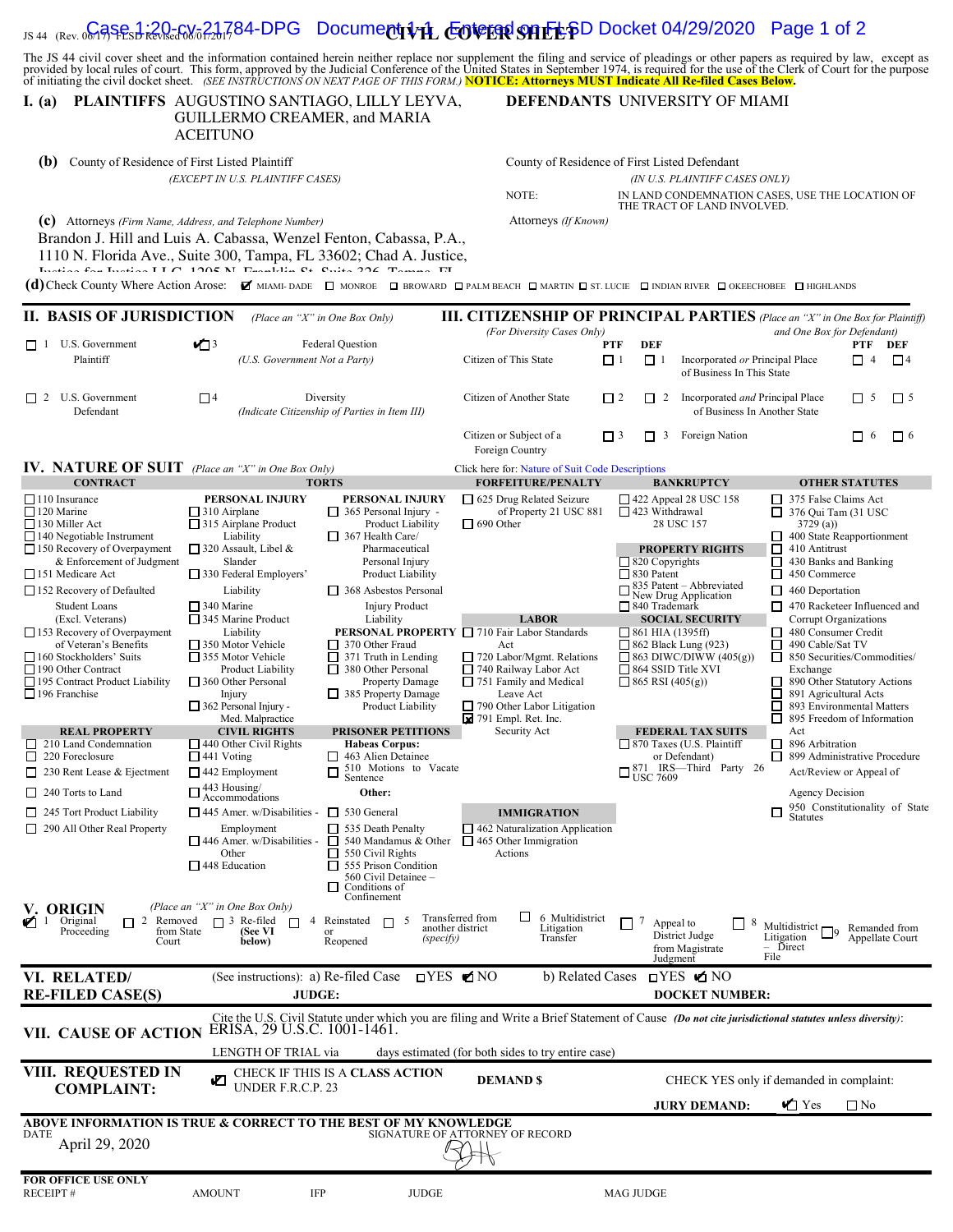JS 44 (Rev. 06/17) FLSD Revised 06/01/2017

# CIVIL COVER SHEET

The JS 44 civil cover sheet and the information contained herein neither replace nor supplement the filing and service of pleadings or other papers as required by law, except as provided by local rules of court. This form, approved by the Judicial Conference of the United States in September 1974, is required for the use of the Clerk of Court for the purpose of initiating the civil docket sheet. *(SEE INSTRUCTIONS ON NEXT PAGE OF THIS FORM.)* **NOTICE: Attorneys MUST Indicate All Re-filed Cases Below.**

**I. (a) PLAINTIFFS** AUGUSTINO SANTIAGO, LILLY LEYVA, GUILLERMO CREAMER, and MARIA ACEITUNO

**DEFENDANTS** UNIVERSITY OF MIAMI

**(b)** County of Residence of First Listed Plaintiff
*(EXCEPT IN U.S. PLAINTIFF CASES)*

County of Residence of First Listed Defendant
*(IN U.S. PLAINTIFF CASES ONLY)*

NOTE: IN LAND CONDEMNATION CASES, USE THE LOCATION OF THE TRACT OF LAND INVOLVED.

**(c)** Attorneys *(Firm Name, Address, and Telephone Number)*
Brandon J. Hill and Luis A. Cabassa, Wenzel Fenton, Cabassa, P.A., 1110 N. Florida Ave., Suite 300, Tampa, FL 33602; Chad A. Justice, Justice for Justice LLC, 1205 N. Franklin St. Suite 326, Tampa, FL

Attorneys *(If Known)*

**(d)** Check County Where Action Arose: ☑ MIAMI- DADE ☐ MONROE ☐ BROWARD ☐ PALM BEACH ☐ MARTIN ☐ ST. LUCIE ☐ INDIAN RIVER ☐ OKEECHOBEE ☐ HIGHLANDS

## II. BASIS OF JURISDICTION *(Place an "X" in One Box Only)*

- ☐ 1 U.S. Government Plaintiff
- ☑ 3 Federal Question *(U.S. Government Not a Party)*
- ☐ 2 U.S. Government Defendant
- ☐ 4 Diversity *(Indicate Citizenship of Parties in Item III)*

## III. CITIZENSHIP OF PRINCIPAL PARTIES *(Place an "X" in One Box for Plaintiff and One Box for Defendant)* *(For Diversity Cases Only)*

| | PTF | DEF | | PTF | DEF |
|---|---|---|---|---|---|
| Citizen of This State | ☐ 1 | ☐ 1 | Incorporated *or* Principal Place of Business In This State | ☐ 4 | ☐ 4 |
| Citizen of Another State | ☐ 2 | ☐ 2 | Incorporated *and* Principal Place of Business In Another State | ☐ 5 | ☐ 5 |
| Citizen or Subject of a Foreign Country | ☐ 3 | ☐ 3 | Foreign Nation | ☐ 6 | ☐ 6 |

## IV. NATURE OF SUIT *(Place an "X" in One Box Only)*

Click here for: Nature of Suit Code Descriptions

**CONTRACT**
- ☐ 110 Insurance
- ☐ 120 Marine
- ☐ 130 Miller Act
- ☐ 140 Negotiable Instrument
- ☐ 150 Recovery of Overpayment & Enforcement of Judgment
- ☐ 151 Medicare Act
- ☐ 152 Recovery of Defaulted Student Loans (Excl. Veterans)
- ☐ 153 Recovery of Overpayment of Veteran's Benefits
- ☐ 160 Stockholders' Suits
- ☐ 190 Other Contract
- ☐ 195 Contract Product Liability
- ☐ 196 Franchise

**REAL PROPERTY**
- ☐ 210 Land Condemnation
- ☐ 220 Foreclosure
- ☐ 230 Rent Lease & Ejectment
- ☐ 240 Torts to Land
- ☐ 245 Tort Product Liability
- ☐ 290 All Other Real Property

**TORTS**

PERSONAL INJURY
- ☐ 310 Airplane
- ☐ 315 Airplane Product Liability
- ☐ 320 Assault, Libel & Slander
- ☐ 330 Federal Employers' Liability
- ☐ 340 Marine
- ☐ 345 Marine Product Liability
- ☐ 350 Motor Vehicle
- ☐ 355 Motor Vehicle Product Liability
- ☐ 360 Other Personal Injury
- ☐ 362 Personal Injury - Med. Malpractice

PERSONAL INJURY
- ☐ 365 Personal Injury - Product Liability
- ☐ 367 Health Care/ Pharmaceutical Personal Injury Product Liability
- ☐ 368 Asbestos Personal Injury Product Liability

PERSONAL PROPERTY
- ☐ 370 Other Fraud
- ☐ 371 Truth in Lending
- ☐ 380 Other Personal Property Damage
- ☐ 385 Property Damage Product Liability

**CIVIL RIGHTS**
- ☐ 440 Other Civil Rights
- ☐ 441 Voting
- ☐ 442 Employment
- ☐ 443 Housing/ Accommodations
- ☐ 445 Amer. w/Disabilities - Employment
- ☐ 446 Amer. w/Disabilities - Other
- ☐ 448 Education

**PRISONER PETITIONS**

Habeas Corpus:
- ☐ 463 Alien Detainee
- ☐ 510 Motions to Vacate Sentence

Other:
- ☐ 530 General
- ☐ 535 Death Penalty
- ☐ 540 Mandamus & Other
- ☐ 550 Civil Rights
- ☐ 555 Prison Condition
- ☐ 560 Civil Detainee – Conditions of Confinement

**FORFEITURE/PENALTY**
- ☐ 625 Drug Related Seizure of Property 21 USC 881
- ☐ 690 Other

**LABOR**
- ☐ 710 Fair Labor Standards Act
- ☐ 720 Labor/Mgmt. Relations
- ☐ 740 Railway Labor Act
- ☐ 751 Family and Medical Leave Act
- ☐ 790 Other Labor Litigation
- ☒ 791 Empl. Ret. Inc. Security Act

**IMMIGRATION**
- ☐ 462 Naturalization Application
- ☐ 465 Other Immigration Actions

**BANKRUPTCY**
- ☐ 422 Appeal 28 USC 158
- ☐ 423 Withdrawal 28 USC 157

**PROPERTY RIGHTS**
- ☐ 820 Copyrights
- ☐ 830 Patent
- ☐ 835 Patent – Abbreviated New Drug Application
- ☐ 840 Trademark

**SOCIAL SECURITY**
- ☐ 861 HIA (1395ff)
- ☐ 862 Black Lung (923)
- ☐ 863 DIWC/DIWW (405(g))
- ☐ 864 SSID Title XVI
- ☐ 865 RSI (405(g))

**FEDERAL TAX SUITS**
- ☐ 870 Taxes (U.S. Plaintiff or Defendant)
- ☐ 871 IRS—Third Party 26 USC 7609

**OTHER STATUTES**
- ☐ 375 False Claims Act
- ☐ 376 Qui Tam (31 USC 3729 (a))
- ☐ 400 State Reapportionment
- ☐ 410 Antitrust
- ☐ 430 Banks and Banking
- ☐ 450 Commerce
- ☐ 460 Deportation
- ☐ 470 Racketeer Influenced and Corrupt Organizations
- ☐ 480 Consumer Credit
- ☐ 490 Cable/Sat TV
- ☐ 850 Securities/Commodities/ Exchange
- ☐ 890 Other Statutory Actions
- ☐ 891 Agricultural Acts
- ☐ 893 Environmental Matters
- ☐ 895 Freedom of Information Act
- ☐ 896 Arbitration
- ☐ 899 Administrative Procedure Act/Review or Appeal of Agency Decision
- ☐ 950 Constitutionality of State Statutes

## V. ORIGIN *(Place an "X" in One Box Only)*

☑ 1 Original Proceeding ☐ 2 Removed from State Court ☐ 3 Re-filed (See VI below) ☐ 4 Reinstated or Reopened ☐ 5 Transferred from another district *(specify)* ☐ 6 Multidistrict Litigation Transfer ☐ 7 Appeal to District Judge from Magistrate Judgment ☐ 8 Multidistrict Litigation – Direct File ☐ 9 Remanded from Appellate Court

## VI. RELATED/ RE-FILED CASE(S)

(See instructions): a) Re-filed Case ☐YES ☑NO b) Related Cases ☐YES ☑NO

JUDGE: DOCKET NUMBER:

## VII. CAUSE OF ACTION

Cite the U.S. Civil Statute under which you are filing and Write a Brief Statement of Cause *(Do not cite jurisdictional statutes unless diversity)*:
ERISA, 29 U.S.C. 1001-1461.

LENGTH OF TRIAL via days estimated (for both sides to try entire case)

## VIII. REQUESTED IN COMPLAINT:

☑ CHECK IF THIS IS A **CLASS ACTION** UNDER F.R.C.P. 23

**DEMAND $**

CHECK YES only if demanded in complaint:

**JURY DEMAND:** ☑ Yes ☐ No

**ABOVE INFORMATION IS TRUE & CORRECT TO THE BEST OF MY KNOWLEDGE**

DATE April 29, 2020

SIGNATURE OF ATTORNEY OF RECORD

**FOR OFFICE USE ONLY**

RECEIPT # AMOUNT IFP JUDGE MAG JUDGE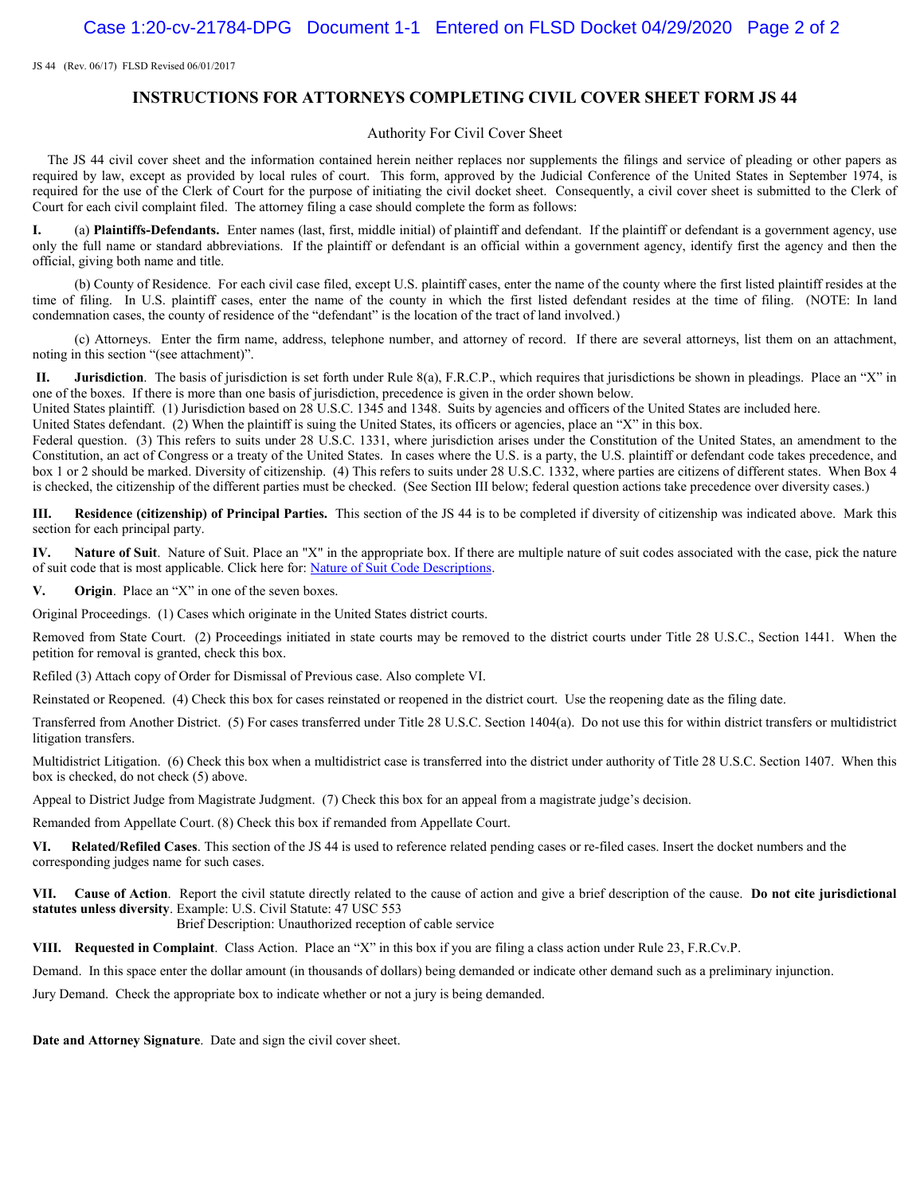JS 44 (Rev. 06/17) FLSD Revised 06/01/2017

# INSTRUCTIONS FOR ATTORNEYS COMPLETING CIVIL COVER SHEET FORM JS 44

Authority For Civil Cover Sheet

The JS 44 civil cover sheet and the information contained herein neither replaces nor supplements the filings and service of pleading or other papers as required by law, except as provided by local rules of court. This form, approved by the Judicial Conference of the United States in September 1974, is required for the use of the Clerk of Court for the purpose of initiating the civil docket sheet. Consequently, a civil cover sheet is submitted to the Clerk of Court for each civil complaint filed. The attorney filing a case should complete the form as follows:

**I.** (a) **Plaintiffs-Defendants.** Enter names (last, first, middle initial) of plaintiff and defendant. If the plaintiff or defendant is a government agency, use only the full name or standard abbreviations. If the plaintiff or defendant is an official within a government agency, identify first the agency and then the official, giving both name and title.

(b) County of Residence. For each civil case filed, except U.S. plaintiff cases, enter the name of the county where the first listed plaintiff resides at the time of filing. In U.S. plaintiff cases, enter the name of the county in which the first listed defendant resides at the time of filing. (NOTE: In land condemnation cases, the county of residence of the "defendant" is the location of the tract of land involved.)

(c) Attorneys. Enter the firm name, address, telephone number, and attorney of record. If there are several attorneys, list them on an attachment, noting in this section "(see attachment)".

**II. Jurisdiction**. The basis of jurisdiction is set forth under Rule 8(a), F.R.C.P., which requires that jurisdictions be shown in pleadings. Place an "X" in one of the boxes. If there is more than one basis of jurisdiction, precedence is given in the order shown below.
United States plaintiff. (1) Jurisdiction based on 28 U.S.C. 1345 and 1348. Suits by agencies and officers of the United States are included here.
United States defendant. (2) When the plaintiff is suing the United States, its officers or agencies, place an "X" in this box.
Federal question. (3) This refers to suits under 28 U.S.C. 1331, where jurisdiction arises under the Constitution of the United States, an amendment to the Constitution, an act of Congress or a treaty of the United States. In cases where the U.S. is a party, the U.S. plaintiff or defendant code takes precedence, and box 1 or 2 should be marked. Diversity of citizenship. (4) This refers to suits under 28 U.S.C. 1332, where parties are citizens of different states. When Box 4 is checked, the citizenship of the different parties must be checked. (See Section III below; federal question actions take precedence over diversity cases.)

**III. Residence (citizenship) of Principal Parties.** This section of the JS 44 is to be completed if diversity of citizenship was indicated above. Mark this section for each principal party.

**IV. Nature of Suit**. Nature of Suit. Place an "X" in the appropriate box. If there are multiple nature of suit codes associated with the case, pick the nature of suit code that is most applicable. Click here for: Nature of Suit Code Descriptions.

**V. Origin**. Place an "X" in one of the seven boxes.

Original Proceedings. (1) Cases which originate in the United States district courts.

Removed from State Court. (2) Proceedings initiated in state courts may be removed to the district courts under Title 28 U.S.C., Section 1441. When the petition for removal is granted, check this box.

Refiled (3) Attach copy of Order for Dismissal of Previous case. Also complete VI.

Reinstated or Reopened. (4) Check this box for cases reinstated or reopened in the district court. Use the reopening date as the filing date.

Transferred from Another District. (5) For cases transferred under Title 28 U.S.C. Section 1404(a). Do not use this for within district transfers or multidistrict litigation transfers.

Multidistrict Litigation. (6) Check this box when a multidistrict case is transferred into the district under authority of Title 28 U.S.C. Section 1407. When this box is checked, do not check (5) above.

Appeal to District Judge from Magistrate Judgment. (7) Check this box for an appeal from a magistrate judge's decision.

Remanded from Appellate Court. (8) Check this box if remanded from Appellate Court.

**VI. Related/Refiled Cases**. This section of the JS 44 is used to reference related pending cases or re-filed cases. Insert the docket numbers and the corresponding judges name for such cases.

**VII. Cause of Action**. Report the civil statute directly related to the cause of action and give a brief description of the cause. **Do not cite jurisdictional statutes unless diversity**. Example: U.S. Civil Statute: 47 USC 553
Brief Description: Unauthorized reception of cable service

**VIII. Requested in Complaint**. Class Action. Place an "X" in this box if you are filing a class action under Rule 23, F.R.Cv.P.

Demand. In this space enter the dollar amount (in thousands of dollars) being demanded or indicate other demand such as a preliminary injunction.

Jury Demand. Check the appropriate box to indicate whether or not a jury is being demanded.

**Date and Attorney Signature**. Date and sign the civil cover sheet.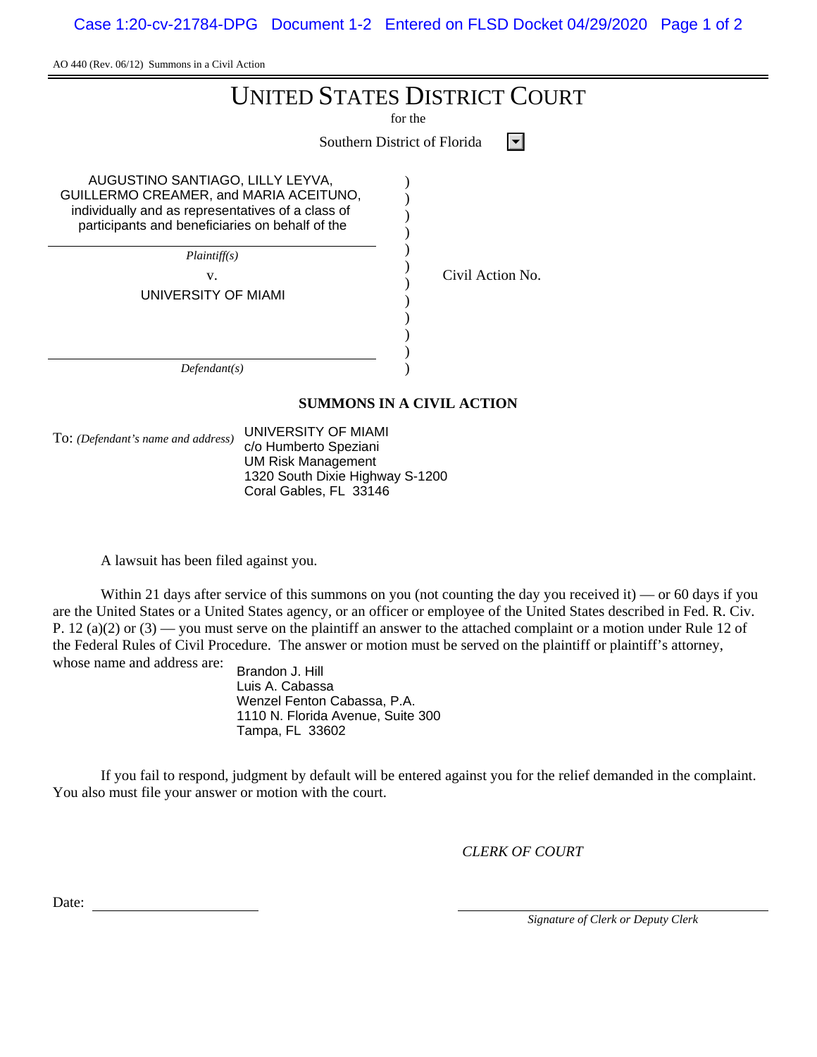AO 440 (Rev. 06/12) Summons in a Civil Action

# UNITED STATES DISTRICT COURT

for the

Southern District of Florida

AUGUSTINO SANTIAGO, LILLY LEYVA, GUILLERMO CREAMER, and MARIA ACEITUNO, individually and as representatives of a class of participants and beneficiaries on behalf of the

*Plaintiff(s)*

v.

UNIVERSITY OF MIAMI

*Defendant(s)*

Civil Action No.

## SUMMONS IN A CIVIL ACTION

To: *(Defendant's name and address)*

UNIVERSITY OF MIAMI
c/o Humberto Speziani
UM Risk Management
1320 South Dixie Highway S-1200
Coral Gables, FL 33146

A lawsuit has been filed against you.

Within 21 days after service of this summons on you (not counting the day you received it) — or 60 days if you are the United States or a United States agency, or an officer or employee of the United States described in Fed. R. Civ. P. 12 (a)(2) or (3) — you must serve on the plaintiff an answer to the attached complaint or a motion under Rule 12 of the Federal Rules of Civil Procedure. The answer or motion must be served on the plaintiff or plaintiff's attorney, whose name and address are:

Brandon J. Hill
Luis A. Cabassa
Wenzel Fenton Cabassa, P.A.
1110 N. Florida Avenue, Suite 300
Tampa, FL 33602

If you fail to respond, judgment by default will be entered against you for the relief demanded in the complaint. You also must file your answer or motion with the court.

*CLERK OF COURT*

Date: ____________________

____________________
*Signature of Clerk or Deputy Clerk*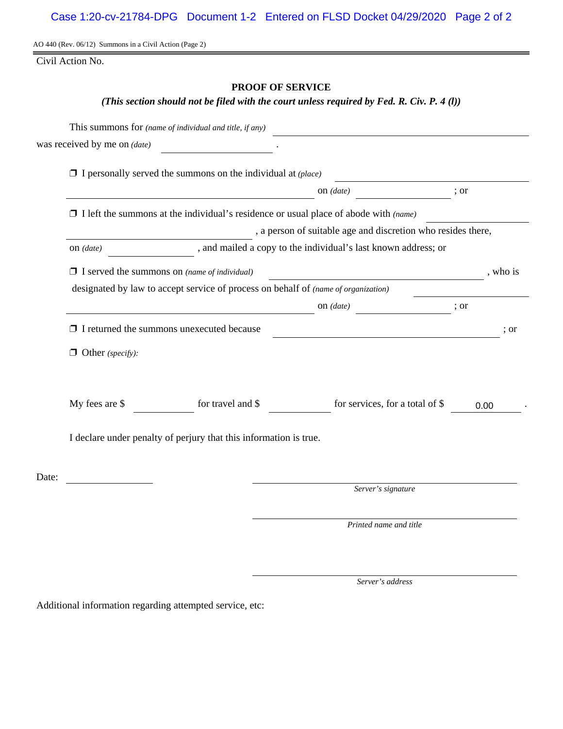AO 440 (Rev. 06/12) Summons in a Civil Action (Page 2)

Civil Action No.

## PROOF OF SERVICE

***(This section should not be filed with the court unless required by Fed. R. Civ. P. 4 (l))***

This summons for *(name of individual and title, if any)* ____________________

was received by me on *(date)* ____________ .

❒ I personally served the summons on the individual at *(place)* ____________________ on *(date)* ____________ ; or

❒ I left the summons at the individual's residence or usual place of abode with *(name)* ____________________ , a person of suitable age and discretion who resides there, on *(date)* ____________ , and mailed a copy to the individual's last known address; or

❒ I served the summons on *(name of individual)* ____________________ , who is designated by law to accept service of process on behalf of *(name of organization)* ____________________ on *(date)* ____________ ; or

❒ I returned the summons unexecuted because ____________________ ; or

❒ Other *(specify):*

My fees are $ ________ for travel and $ ________ for services, for a total of $ 0.00 .

I declare under penalty of perjury that this information is true.

Date: ____________

____________________
*Server's signature*

____________________
*Printed name and title*

____________________
*Server's address*

Additional information regarding attempted service, etc: